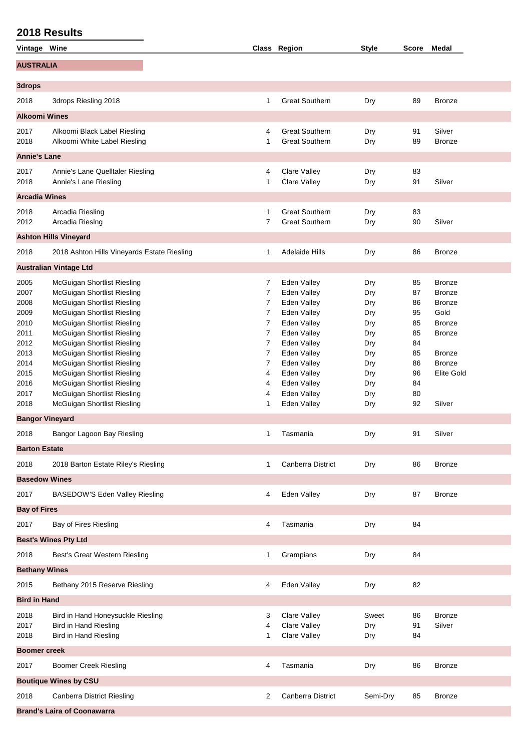## 2018 Results

| Vintage | Wine | Class | Region | Style | Score | Medal |
|---|---|---|---|---|---|---|
| **AUSTRALIA** | | | | | | |
| **3drops** | | | | | | |
| 2018 | 3drops Riesling 2018 | 1 | Great Southern | Dry | 89 | Bronze |
| **Alkoomi Wines** | | | | | | |
| 2017 | Alkoomi Black Label Riesling | 4 | Great Southern | Dry | 91 | Silver |
| 2018 | Alkoomi White Label Riesling | 1 | Great Southern | Dry | 89 | Bronze |
| **Annie's Lane** | | | | | | |
| 2017 | Annie's Lane Quelltaler Riesling | 4 | Clare Valley | Dry | 83 | |
| 2018 | Annie's Lane Riesling | 1 | Clare Valley | Dry | 91 | Silver |
| **Arcadia Wines** | | | | | | |
| 2018 | Arcadia Riesling | 1 | Great Southern | Dry | 83 | |
| 2012 | Arcadia Rieslng | 7 | Great Southern | Dry | 90 | Silver |
| **Ashton Hills Vineyard** | | | | | | |
| 2018 | 2018 Ashton Hills Vineyards Estate Riesling | 1 | Adelaide Hills | Dry | 86 | Bronze |
| **Australian Vintage Ltd** | | | | | | |
| 2005 | McGuigan Shortlist Riesling | 7 | Eden Valley | Dry | 85 | Bronze |
| 2007 | McGuigan Shortlist Riesling | 7 | Eden Valley | Dry | 87 | Bronze |
| 2008 | McGuigan Shortlist Riesling | 7 | Eden Valley | Dry | 86 | Bronze |
| 2009 | McGuigan Shortlist Riesling | 7 | Eden Valley | Dry | 95 | Gold |
| 2010 | McGuigan Shortlist Riesling | 7 | Eden Valley | Dry | 85 | Bronze |
| 2011 | McGuigan Shortlist Riesling | 7 | Eden Valley | Dry | 85 | Bronze |
| 2012 | McGuigan Shortlist Riesling | 7 | Eden Valley | Dry | 84 | |
| 2013 | McGuigan Shortlist Riesling | 7 | Eden Valley | Dry | 85 | Bronze |
| 2014 | McGuigan Shortlist Riesling | 7 | Eden Valley | Dry | 86 | Bronze |
| 2015 | McGuigan Shortlist Riesling | 4 | Eden Valley | Dry | 96 | Elite Gold |
| 2016 | McGuigan Shortlist Riesling | 4 | Eden Valley | Dry | 84 | |
| 2017 | McGuigan Shortlist Riesling | 4 | Eden Valley | Dry | 80 | |
| 2018 | McGuigan Shortlist Riesling | 1 | Eden Valley | Dry | 92 | Silver |
| **Bangor Vineyard** | | | | | | |
| 2018 | Bangor Lagoon Bay Riesling | 1 | Tasmania | Dry | 91 | Silver |
| **Barton Estate** | | | | | | |
| 2018 | 2018 Barton Estate Riley's Riesling | 1 | Canberra District | Dry | 86 | Bronze |
| **Basedow Wines** | | | | | | |
| 2017 | BASEDOW'S Eden Valley Riesling | 4 | Eden Valley | Dry | 87 | Bronze |
| **Bay of Fires** | | | | | | |
| 2017 | Bay of Fires Riesling | 4 | Tasmania | Dry | 84 | |
| **Best's Wines Pty Ltd** | | | | | | |
| 2018 | Best's Great Western Riesling | 1 | Grampians | Dry | 84 | |
| **Bethany Wines** | | | | | | |
| 2015 | Bethany 2015 Reserve Riesling | 4 | Eden Valley | Dry | 82 | |
| **Bird in Hand** | | | | | | |
| 2018 | Bird in Hand Honeysuckle Riesling | 3 | Clare Valley | Sweet | 86 | Bronze |
| 2017 | Bird in Hand Riesling | 4 | Clare Valley | Dry | 91 | Silver |
| 2018 | Bird in Hand Riesling | 1 | Clare Valley | Dry | 84 | |
| **Boomer creek** | | | | | | |
| 2017 | Boomer Creek Riesling | 4 | Tasmania | Dry | 86 | Bronze |
| **Boutique Wines by CSU** | | | | | | |
| 2018 | Canberra District Riesling | 2 | Canberra District | Semi-Dry | 85 | Bronze |
| **Brand's Laira of Coonawarra** | | | | | | |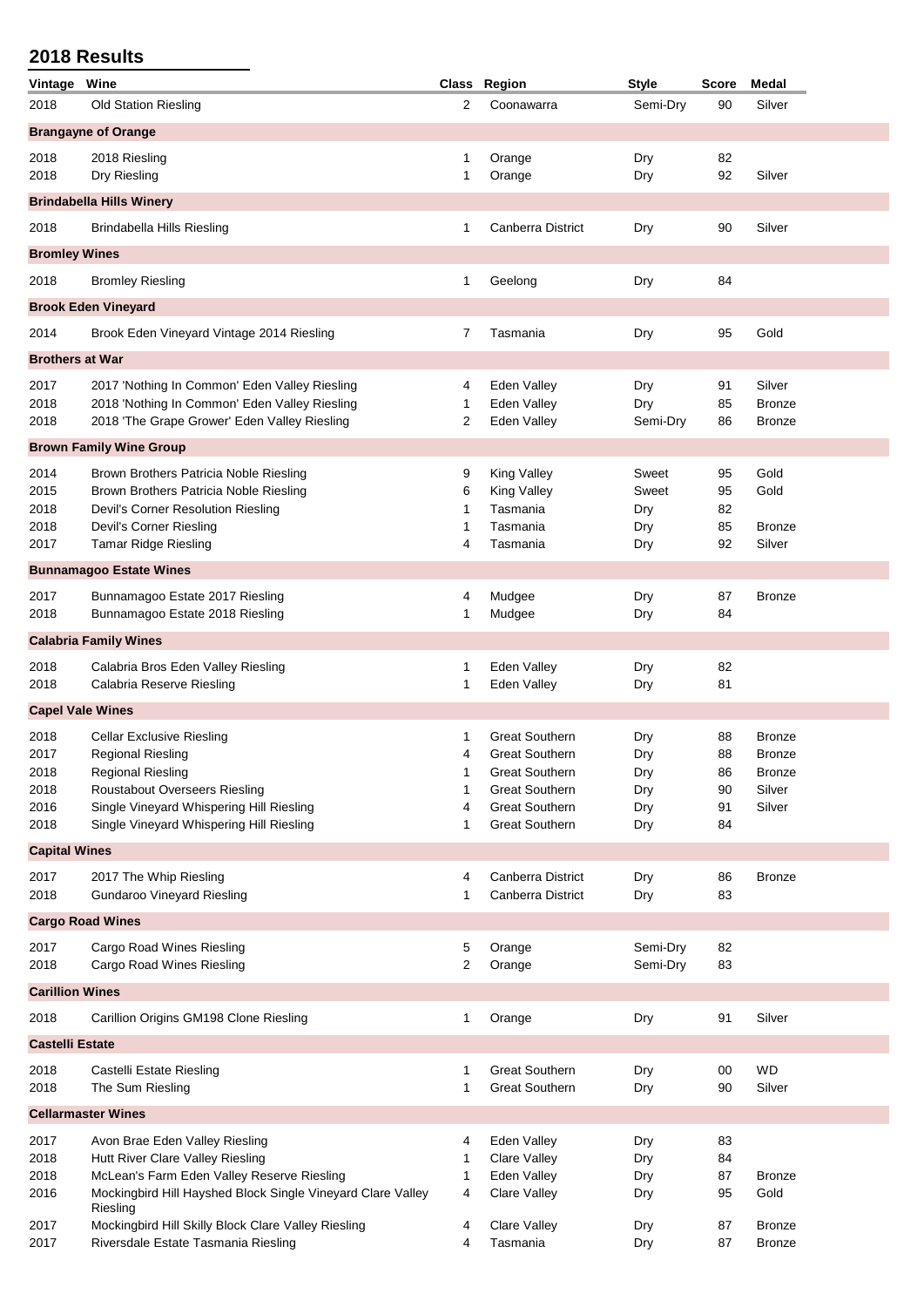## 2018 Results

| Vintage | Wine | Class | Region | Style | Score | Medal |
|---|---|---|---|---|---|---|
| 2018 | Old Station Riesling | 2 | Coonawarra | Semi-Dry | 90 | Silver |
| **Brangayne of Orange** | | | | | | |
| 2018 | 2018 Riesling | 1 | Orange | Dry | 82 | |
| 2018 | Dry Riesling | 1 | Orange | Dry | 92 | Silver |
| **Brindabella Hills Winery** | | | | | | |
| 2018 | Brindabella Hills Riesling | 1 | Canberra District | Dry | 90 | Silver |
| **Bromley Wines** | | | | | | |
| 2018 | Bromley Riesling | 1 | Geelong | Dry | 84 | |
| **Brook Eden Vineyard** | | | | | | |
| 2014 | Brook Eden Vineyard Vintage 2014 Riesling | 7 | Tasmania | Dry | 95 | Gold |
| **Brothers at War** | | | | | | |
| 2017 | 2017 'Nothing In Common' Eden Valley Riesling | 4 | Eden Valley | Dry | 91 | Silver |
| 2018 | 2018 'Nothing In Common' Eden Valley Riesling | 1 | Eden Valley | Dry | 85 | Bronze |
| 2018 | 2018 'The Grape Grower' Eden Valley Riesling | 2 | Eden Valley | Semi-Dry | 86 | Bronze |
| **Brown Family Wine Group** | | | | | | |
| 2014 | Brown Brothers Patricia Noble Riesling | 9 | King Valley | Sweet | 95 | Gold |
| 2015 | Brown Brothers Patricia Noble Riesling | 6 | King Valley | Sweet | 95 | Gold |
| 2018 | Devil's Corner Resolution Riesling | 1 | Tasmania | Dry | 82 | |
| 2018 | Devil's Corner Riesling | 1 | Tasmania | Dry | 85 | Bronze |
| 2017 | Tamar Ridge Riesling | 4 | Tasmania | Dry | 92 | Silver |
| **Bunnamagoo Estate Wines** | | | | | | |
| 2017 | Bunnamagoo Estate 2017 Riesling | 4 | Mudgee | Dry | 87 | Bronze |
| 2018 | Bunnamagoo Estate 2018 Riesling | 1 | Mudgee | Dry | 84 | |
| **Calabria Family Wines** | | | | | | |
| 2018 | Calabria Bros Eden Valley Riesling | 1 | Eden Valley | Dry | 82 | |
| 2018 | Calabria Reserve Riesling | 1 | Eden Valley | Dry | 81 | |
| **Capel Vale Wines** | | | | | | |
| 2018 | Cellar Exclusive Riesling | 1 | Great Southern | Dry | 88 | Bronze |
| 2017 | Regional Riesling | 4 | Great Southern | Dry | 88 | Bronze |
| 2018 | Regional Riesling | 1 | Great Southern | Dry | 86 | Bronze |
| 2018 | Roustabout Overseers Riesling | 1 | Great Southern | Dry | 90 | Silver |
| 2016 | Single Vineyard Whispering Hill Riesling | 4 | Great Southern | Dry | 91 | Silver |
| 2018 | Single Vineyard Whispering Hill Riesling | 1 | Great Southern | Dry | 84 | |
| **Capital Wines** | | | | | | |
| 2017 | 2017 The Whip Riesling | 4 | Canberra District | Dry | 86 | Bronze |
| 2018 | Gundaroo Vineyard Riesling | 1 | Canberra District | Dry | 83 | |
| **Cargo Road Wines** | | | | | | |
| 2017 | Cargo Road Wines Riesling | 5 | Orange | Semi-Dry | 82 | |
| 2018 | Cargo Road Wines Riesling | 2 | Orange | Semi-Dry | 83 | |
| **Carillion Wines** | | | | | | |
| 2018 | Carillion Origins GM198 Clone Riesling | 1 | Orange | Dry | 91 | Silver |
| **Castelli Estate** | | | | | | |
| 2018 | Castelli Estate Riesling | 1 | Great Southern | Dry | 00 | WD |
| 2018 | The Sum Riesling | 1 | Great Southern | Dry | 90 | Silver |
| **Cellarmaster Wines** | | | | | | |
| 2017 | Avon Brae Eden Valley Riesling | 4 | Eden Valley | Dry | 83 | |
| 2018 | Hutt River Clare Valley Riesling | 1 | Clare Valley | Dry | 84 | |
| 2018 | McLean's Farm Eden Valley Reserve Riesling | 1 | Eden Valley | Dry | 87 | Bronze |
| 2016 | Mockingbird Hill Hayshed Block Single Vineyard Clare Valley Riesling | 4 | Clare Valley | Dry | 95 | Gold |
| 2017 | Mockingbird Hill Skilly Block Clare Valley Riesling | 4 | Clare Valley | Dry | 87 | Bronze |
| 2017 | Riversdale Estate Tasmania Riesling | 4 | Tasmania | Dry | 87 | Bronze |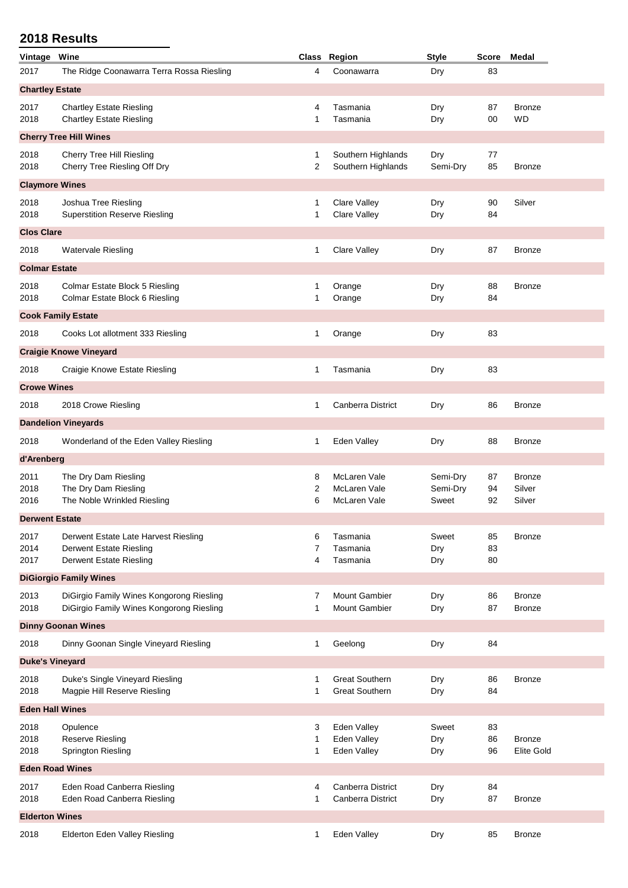## 2018 Results

| Vintage | Wine | Class | Region | Style | Score | Medal |
|---|---|---|---|---|---|---|
| 2017 | The Ridge Coonawarra Terra Rossa Riesling | 4 | Coonawarra | Dry | 83 | |
| **Chartley Estate** | | | | | | |
| 2017 | Chartley Estate Riesling | 4 | Tasmania | Dry | 87 | Bronze |
| 2018 | Chartley Estate Riesling | 1 | Tasmania | Dry | 00 | WD |
| **Cherry Tree Hill Wines** | | | | | | |
| 2018 | Cherry Tree Hill Riesling | 1 | Southern Highlands | Dry | 77 | |
| 2018 | Cherry Tree Riesling Off Dry | 2 | Southern Highlands | Semi-Dry | 85 | Bronze |
| **Claymore Wines** | | | | | | |
| 2018 | Joshua Tree Riesling | 1 | Clare Valley | Dry | 90 | Silver |
| 2018 | Superstition Reserve Riesling | 1 | Clare Valley | Dry | 84 | |
| **Clos Clare** | | | | | | |
| 2018 | Watervale Riesling | 1 | Clare Valley | Dry | 87 | Bronze |
| **Colmar Estate** | | | | | | |
| 2018 | Colmar Estate Block 5 Riesling | 1 | Orange | Dry | 88 | Bronze |
| 2018 | Colmar Estate Block 6 Riesling | 1 | Orange | Dry | 84 | |
| **Cook Family Estate** | | | | | | |
| 2018 | Cooks Lot allotment 333 Riesling | 1 | Orange | Dry | 83 | |
| **Craigie Knowe Vineyard** | | | | | | |
| 2018 | Craigie Knowe Estate Riesling | 1 | Tasmania | Dry | 83 | |
| **Crowe Wines** | | | | | | |
| 2018 | 2018 Crowe Riesling | 1 | Canberra District | Dry | 86 | Bronze |
| **Dandelion Vineyards** | | | | | | |
| 2018 | Wonderland of the Eden Valley Riesling | 1 | Eden Valley | Dry | 88 | Bronze |
| **d'Arenberg** | | | | | | |
| 2011 | The Dry Dam Riesling | 8 | McLaren Vale | Semi-Dry | 87 | Bronze |
| 2018 | The Dry Dam Riesling | 2 | McLaren Vale | Semi-Dry | 94 | Silver |
| 2016 | The Noble Wrinkled Riesling | 6 | McLaren Vale | Sweet | 92 | Silver |
| **Derwent Estate** | | | | | | |
| 2017 | Derwent Estate Late Harvest Riesling | 6 | Tasmania | Sweet | 85 | Bronze |
| 2014 | Derwent Estate Riesling | 7 | Tasmania | Dry | 83 | |
| 2017 | Derwent Estate Riesling | 4 | Tasmania | Dry | 80 | |
| **DiGiorgio Family Wines** | | | | | | |
| 2013 | DiGirgio Family Wines Kongorong Riesling | 7 | Mount Gambier | Dry | 86 | Bronze |
| 2018 | DiGirgio Family Wines Kongorong Riesling | 1 | Mount Gambier | Dry | 87 | Bronze |
| **Dinny Goonan Wines** | | | | | | |
| 2018 | Dinny Goonan Single Vineyard Riesling | 1 | Geelong | Dry | 84 | |
| **Duke's Vineyard** | | | | | | |
| 2018 | Duke's Single Vineyard Riesling | 1 | Great Southern | Dry | 86 | Bronze |
| 2018 | Magpie Hill Reserve Riesling | 1 | Great Southern | Dry | 84 | |
| **Eden Hall Wines** | | | | | | |
| 2018 | Opulence | 3 | Eden Valley | Sweet | 83 | |
| 2018 | Reserve Riesling | 1 | Eden Valley | Dry | 86 | Bronze |
| 2018 | Springton Riesling | 1 | Eden Valley | Dry | 96 | Elite Gold |
| **Eden Road Wines** | | | | | | |
| 2017 | Eden Road Canberra Riesling | 4 | Canberra District | Dry | 84 | |
| 2018 | Eden Road Canberra Riesling | 1 | Canberra District | Dry | 87 | Bronze |
| **Elderton Wines** | | | | | | |
| 2018 | Elderton Eden Valley Riesling | 1 | Eden Valley | Dry | 85 | Bronze |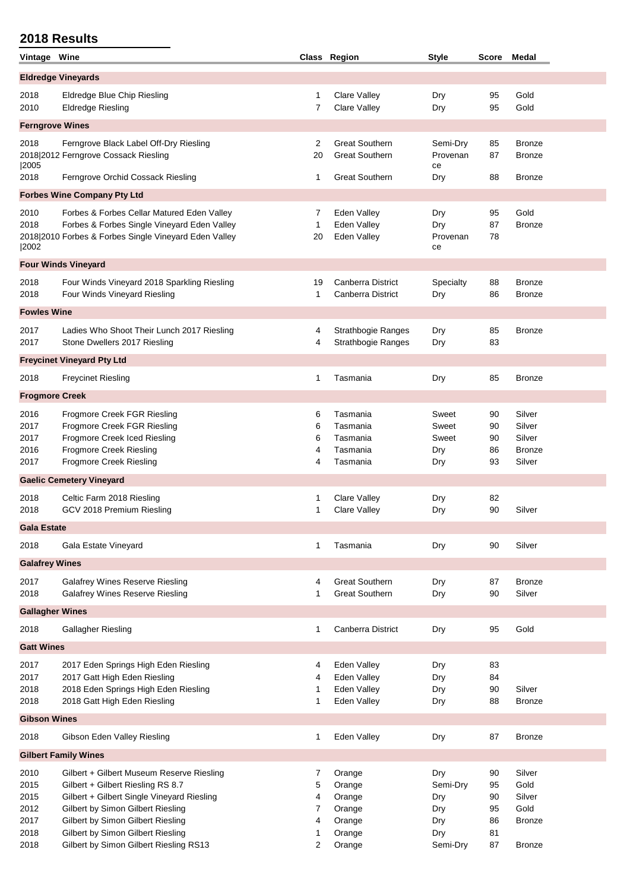## 2018 Results

| Vintage | Wine | Class | Region | Style | Score | Medal |
|---|---|---|---|---|---|---|
| **Eldredge Vineyards** | | | | | | |
| 2018 | Eldredge Blue Chip Riesling | 1 | Clare Valley | Dry | 95 | Gold |
| 2010 | Eldredge Riesling | 7 | Clare Valley | Dry | 95 | Gold |
| **Ferngrove Wines** | | | | | | |
| 2018 | Ferngrove Black Label Off-Dry Riesling | 2 | Great Southern | Semi-Dry | 85 | Bronze |
| 2018\|2012\|2005 | Ferngrove Cossack Riesling | 20 | Great Southern | Provenance | 87 | Bronze |
| 2018 | Ferngrove Orchid Cossack Riesling | 1 | Great Southern | Dry | 88 | Bronze |
| **Forbes Wine Company Pty Ltd** | | | | | | |
| 2010 | Forbes & Forbes Cellar Matured Eden Valley | 7 | Eden Valley | Dry | 95 | Gold |
| 2018 | Forbes & Forbes Single Vineyard Eden Valley | 1 | Eden Valley | Dry | 87 | Bronze |
| 2018\|2010\|2002 | Forbes & Forbes Single Vineyard Eden Valley | 20 | Eden Valley | Provenance | 78 | |
| **Four Winds Vineyard** | | | | | | |
| 2018 | Four Winds Vineyard 2018 Sparkling Riesling | 19 | Canberra District | Specialty | 88 | Bronze |
| 2018 | Four Winds Vineyard Riesling | 1 | Canberra District | Dry | 86 | Bronze |
| **Fowles Wine** | | | | | | |
| 2017 | Ladies Who Shoot Their Lunch 2017 Riesling | 4 | Strathbogie Ranges | Dry | 85 | Bronze |
| 2017 | Stone Dwellers 2017 Riesling | 4 | Strathbogie Ranges | Dry | 83 | |
| **Freycinet Vineyard Pty Ltd** | | | | | | |
| 2018 | Freycinet Riesling | 1 | Tasmania | Dry | 85 | Bronze |
| **Frogmore Creek** | | | | | | |
| 2016 | Frogmore Creek FGR Riesling | 6 | Tasmania | Sweet | 90 | Silver |
| 2017 | Frogmore Creek FGR Riesling | 6 | Tasmania | Sweet | 90 | Silver |
| 2017 | Frogmore Creek Iced Riesling | 6 | Tasmania | Sweet | 90 | Silver |
| 2016 | Frogmore Creek Riesling | 4 | Tasmania | Dry | 86 | Bronze |
| 2017 | Frogmore Creek Riesling | 4 | Tasmania | Dry | 93 | Silver |
| **Gaelic Cemetery Vineyard** | | | | | | |
| 2018 | Celtic Farm 2018 Riesling | 1 | Clare Valley | Dry | 82 | |
| 2018 | GCV 2018 Premium Riesling | 1 | Clare Valley | Dry | 90 | Silver |
| **Gala Estate** | | | | | | |
| 2018 | Gala Estate Vineyard | 1 | Tasmania | Dry | 90 | Silver |
| **Galafrey Wines** | | | | | | |
| 2017 | Galafrey Wines Reserve Riesling | 4 | Great Southern | Dry | 87 | Bronze |
| 2018 | Galafrey Wines Reserve Riesling | 1 | Great Southern | Dry | 90 | Silver |
| **Gallagher Wines** | | | | | | |
| 2018 | Gallagher Riesling | 1 | Canberra District | Dry | 95 | Gold |
| **Gatt Wines** | | | | | | |
| 2017 | 2017 Eden Springs High Eden Riesling | 4 | Eden Valley | Dry | 83 | |
| 2017 | 2017 Gatt High Eden Riesling | 4 | Eden Valley | Dry | 84 | |
| 2018 | 2018 Eden Springs High Eden Riesling | 1 | Eden Valley | Dry | 90 | Silver |
| 2018 | 2018 Gatt High Eden Riesling | 1 | Eden Valley | Dry | 88 | Bronze |
| **Gibson Wines** | | | | | | |
| 2018 | Gibson Eden Valley Riesling | 1 | Eden Valley | Dry | 87 | Bronze |
| **Gilbert Family Wines** | | | | | | |
| 2010 | Gilbert + Gilbert Museum Reserve Riesling | 7 | Orange | Dry | 90 | Silver |
| 2015 | Gilbert + Gilbert Riesling RS 8.7 | 5 | Orange | Semi-Dry | 95 | Gold |
| 2015 | Gilbert + Gilbert Single Vineyard Riesling | 4 | Orange | Dry | 90 | Silver |
| 2012 | Gilbert by Simon Gilbert Riesling | 7 | Orange | Dry | 95 | Gold |
| 2017 | Gilbert by Simon Gilbert Riesling | 4 | Orange | Dry | 86 | Bronze |
| 2018 | Gilbert by Simon Gilbert Riesling | 1 | Orange | Dry | 81 | |
| 2018 | Gilbert by Simon Gilbert Riesling RS13 | 2 | Orange | Semi-Dry | 87 | Bronze |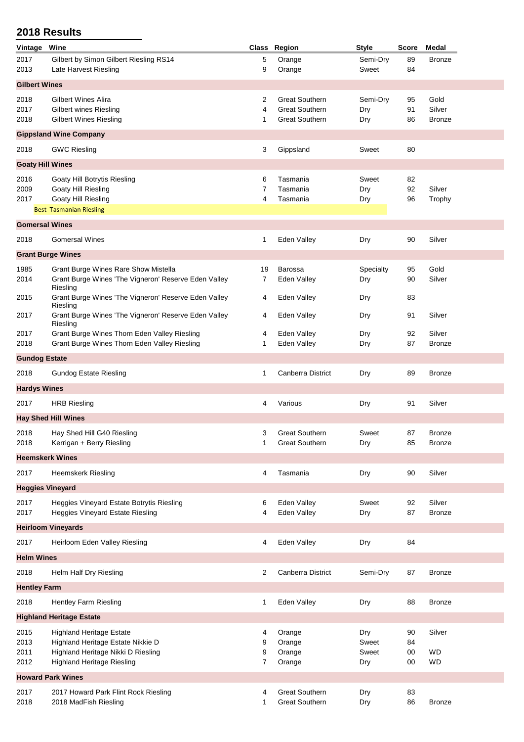## 2018 Results

| Vintage | Wine | Class | Region | Style | Score | Medal |
|---|---|---|---|---|---|---|
| 2017 | Gilbert by Simon Gilbert Riesling RS14 | 5 | Orange | Semi-Dry | 89 | Bronze |
| 2013 | Late Harvest Riesling | 9 | Orange | Sweet | 84 | |
| **Gilbert Wines** | | | | | | |
| 2018 | Gilbert Wines Alira | 2 | Great Southern | Semi-Dry | 95 | Gold |
| 2017 | Gilbert wines Riesling | 4 | Great Southern | Dry | 91 | Silver |
| 2018 | Gilbert Wines Riesling | 1 | Great Southern | Dry | 86 | Bronze |
| **Gippsland Wine Company** | | | | | | |
| 2018 | GWC Riesling | 3 | Gippsland | Sweet | 80 | |
| **Goaty Hill Wines** | | | | | | |
| 2016 | Goaty Hill Botrytis Riesling | 6 | Tasmania | Sweet | 82 | |
| 2009 | Goaty Hill Riesling | 7 | Tasmania | Dry | 92 | Silver |
| 2017 | Goaty Hill Riesling | 4 | Tasmania | Dry | 96 | Trophy |
| | Best Tasmanian Riesling | | | | | |
| **Gomersal Wines** | | | | | | |
| 2018 | Gomersal Wines | 1 | Eden Valley | Dry | 90 | Silver |
| **Grant Burge Wines** | | | | | | |
| 1985 | Grant Burge Wines Rare Show Mistella | 19 | Barossa | Specialty | 95 | Gold |
| 2014 | Grant Burge Wines 'The Vigneron' Reserve Eden Valley Riesling | 7 | Eden Valley | Dry | 90 | Silver |
| 2015 | Grant Burge Wines 'The Vigneron' Reserve Eden Valley Riesling | 4 | Eden Valley | Dry | 83 | |
| 2017 | Grant Burge Wines 'The Vigneron' Reserve Eden Valley Riesling | 4 | Eden Valley | Dry | 91 | Silver |
| 2017 | Grant Burge Wines Thorn Eden Valley Riesling | 4 | Eden Valley | Dry | 92 | Silver |
| 2018 | Grant Burge Wines Thorn Eden Valley Riesling | 1 | Eden Valley | Dry | 87 | Bronze |
| **Gundog Estate** | | | | | | |
| 2018 | Gundog Estate Riesling | 1 | Canberra District | Dry | 89 | Bronze |
| **Hardys Wines** | | | | | | |
| 2017 | HRB Riesling | 4 | Various | Dry | 91 | Silver |
| **Hay Shed Hill Wines** | | | | | | |
| 2018 | Hay Shed Hill G40 Riesling | 3 | Great Southern | Sweet | 87 | Bronze |
| 2018 | Kerrigan + Berry Riesling | 1 | Great Southern | Dry | 85 | Bronze |
| **Heemskerk Wines** | | | | | | |
| 2017 | Heemskerk Riesling | 4 | Tasmania | Dry | 90 | Silver |
| **Heggies Vineyard** | | | | | | |
| 2017 | Heggies Vineyard Estate Botrytis Riesling | 6 | Eden Valley | Sweet | 92 | Silver |
| 2017 | Heggies Vineyard Estate Riesling | 4 | Eden Valley | Dry | 87 | Bronze |
| **Heirloom Vineyards** | | | | | | |
| 2017 | Heirloom Eden Valley Riesling | 4 | Eden Valley | Dry | 84 | |
| **Helm Wines** | | | | | | |
| 2018 | Helm Half Dry Riesling | 2 | Canberra District | Semi-Dry | 87 | Bronze |
| **Hentley Farm** | | | | | | |
| 2018 | Hentley Farm Riesling | 1 | Eden Valley | Dry | 88 | Bronze |
| **Highland Heritage Estate** | | | | | | |
| 2015 | Highland Heritage Estate | 4 | Orange | Dry | 90 | Silver |
| 2013 | Highland Heritage Estate Nikkie D | 9 | Orange | Sweet | 84 | |
| 2011 | Highland Heritage Nikki D Riesling | 9 | Orange | Sweet | 00 | WD |
| 2012 | Highland Heritage Riesling | 7 | Orange | Dry | 00 | WD |
| **Howard Park Wines** | | | | | | |
| 2017 | 2017 Howard Park Flint Rock Riesling | 4 | Great Southern | Dry | 83 | |
| 2018 | 2018 MadFish Riesling | 1 | Great Southern | Dry | 86 | Bronze |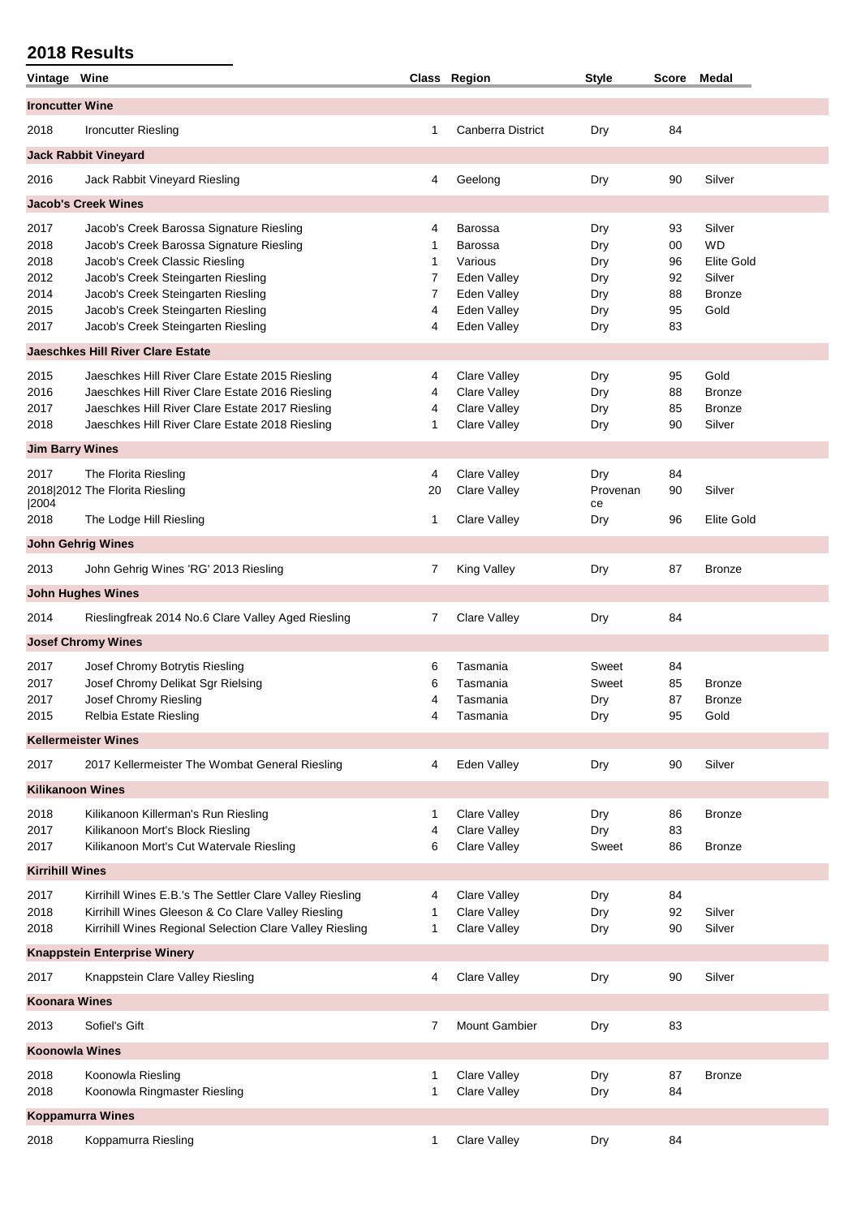## 2018 Results

| Vintage | Wine | Class | Region | Style | Score | Medal |
|---|---|---|---|---|---|---|
| **Ironcutter Wine** | | | | | | |
| 2018 | Ironcutter Riesling | 1 | Canberra District | Dry | 84 | |
| **Jack Rabbit Vineyard** | | | | | | |
| 2016 | Jack Rabbit Vineyard Riesling | 4 | Geelong | Dry | 90 | Silver |
| **Jacob's Creek Wines** | | | | | | |
| 2017 | Jacob's Creek Barossa Signature Riesling | 4 | Barossa | Dry | 93 | Silver |
| 2018 | Jacob's Creek Barossa Signature Riesling | 1 | Barossa | Dry | 00 | WD |
| 2018 | Jacob's Creek Classic Riesling | 1 | Various | Dry | 96 | Elite Gold |
| 2012 | Jacob's Creek Steingarten Riesling | 7 | Eden Valley | Dry | 92 | Silver |
| 2014 | Jacob's Creek Steingarten Riesling | 7 | Eden Valley | Dry | 88 | Bronze |
| 2015 | Jacob's Creek Steingarten Riesling | 4 | Eden Valley | Dry | 95 | Gold |
| 2017 | Jacob's Creek Steingarten Riesling | 4 | Eden Valley | Dry | 83 | |
| **Jaeschkes Hill River Clare Estate** | | | | | | |
| 2015 | Jaeschkes Hill River Clare Estate 2015 Riesling | 4 | Clare Valley | Dry | 95 | Gold |
| 2016 | Jaeschkes Hill River Clare Estate 2016 Riesling | 4 | Clare Valley | Dry | 88 | Bronze |
| 2017 | Jaeschkes Hill River Clare Estate 2017 Riesling | 4 | Clare Valley | Dry | 85 | Bronze |
| 2018 | Jaeschkes Hill River Clare Estate 2018 Riesling | 1 | Clare Valley | Dry | 90 | Silver |
| **Jim Barry Wines** | | | | | | |
| 2017 | The Florita Riesling | 4 | Clare Valley | Dry | 84 | |
| 2018\|2012 \|2004 | The Florita Riesling | 20 | Clare Valley | Provenance | 90 | Silver |
| 2018 | The Lodge Hill Riesling | 1 | Clare Valley | Dry | 96 | Elite Gold |
| **John Gehrig Wines** | | | | | | |
| 2013 | John Gehrig Wines 'RG' 2013 Riesling | 7 | King Valley | Dry | 87 | Bronze |
| **John Hughes Wines** | | | | | | |
| 2014 | Rieslingfreak 2014 No.6 Clare Valley Aged Riesling | 7 | Clare Valley | Dry | 84 | |
| **Josef Chromy Wines** | | | | | | |
| 2017 | Josef Chromy Botrytis Riesling | 6 | Tasmania | Sweet | 84 | |
| 2017 | Josef Chromy Delikat Sgr Rielsing | 6 | Tasmania | Sweet | 85 | Bronze |
| 2017 | Josef Chromy Riesling | 4 | Tasmania | Dry | 87 | Bronze |
| 2015 | Relbia Estate Riesling | 4 | Tasmania | Dry | 95 | Gold |
| **Kellermeister Wines** | | | | | | |
| 2017 | 2017 Kellermeister The Wombat General Riesling | 4 | Eden Valley | Dry | 90 | Silver |
| **Kilikanoon Wines** | | | | | | |
| 2018 | Kilikanoon Killerman's Run Riesling | 1 | Clare Valley | Dry | 86 | Bronze |
| 2017 | Kilikanoon Mort's Block Riesling | 4 | Clare Valley | Dry | 83 | |
| 2017 | Kilikanoon Mort's Cut Watervale Riesling | 6 | Clare Valley | Sweet | 86 | Bronze |
| **Kirrihill Wines** | | | | | | |
| 2017 | Kirrihill Wines E.B.'s The Settler Clare Valley Riesling | 4 | Clare Valley | Dry | 84 | |
| 2018 | Kirrihill Wines Gleeson & Co Clare Valley Riesling | 1 | Clare Valley | Dry | 92 | Silver |
| 2018 | Kirrihill Wines Regional Selection Clare Valley Riesling | 1 | Clare Valley | Dry | 90 | Silver |
| **Knappstein Enterprise Winery** | | | | | | |
| 2017 | Knappstein Clare Valley Riesling | 4 | Clare Valley | Dry | 90 | Silver |
| **Koonara Wines** | | | | | | |
| 2013 | Sofiel's Gift | 7 | Mount Gambier | Dry | 83 | |
| **Koonowla Wines** | | | | | | |
| 2018 | Koonowla Riesling | 1 | Clare Valley | Dry | 87 | Bronze |
| 2018 | Koonowla Ringmaster Riesling | 1 | Clare Valley | Dry | 84 | |
| **Koppamurra Wines** | | | | | | |
| 2018 | Koppamurra Riesling | 1 | Clare Valley | Dry | 84 | |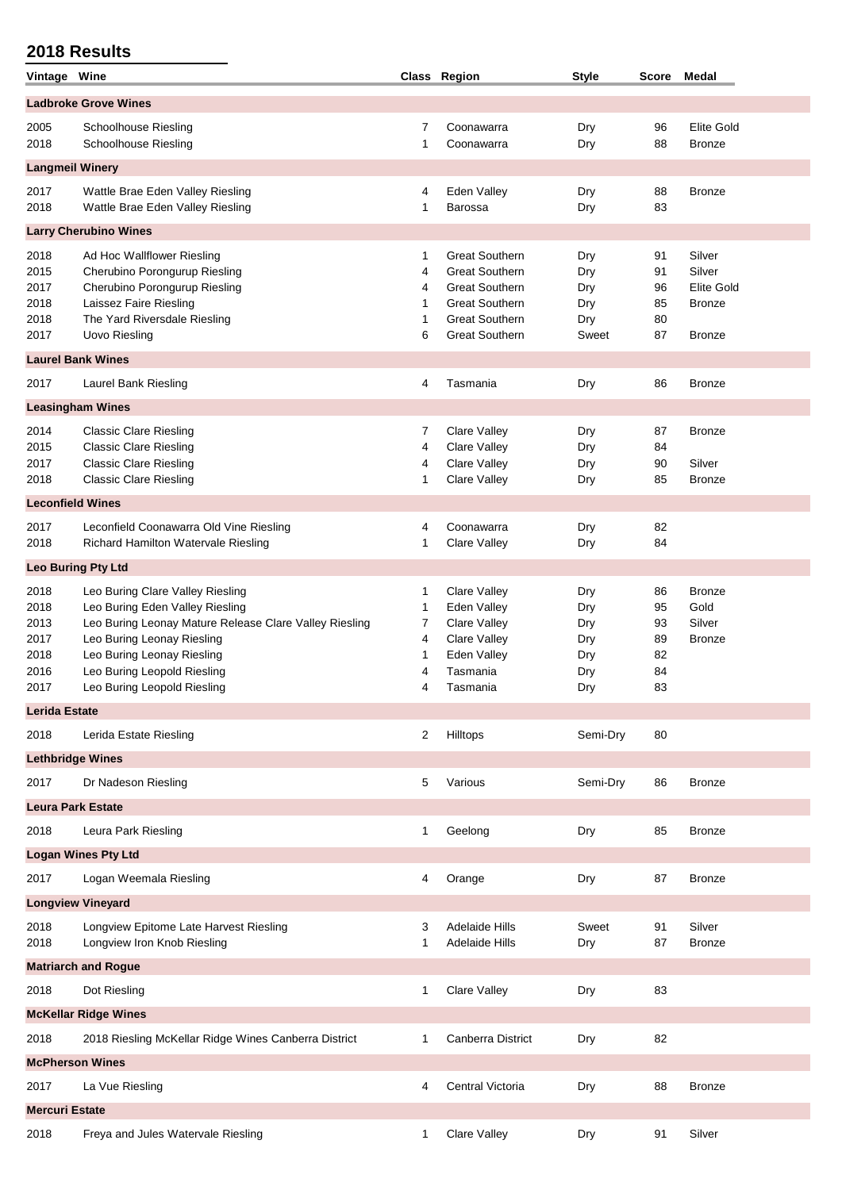## 2018 Results

| Vintage | Wine | Class | Region | Style | Score | Medal |
|---|---|---|---|---|---|---|
| **Ladbroke Grove Wines** | | | | | | |
| 2005 | Schoolhouse Riesling | 7 | Coonawarra | Dry | 96 | Elite Gold |
| 2018 | Schoolhouse Riesling | 1 | Coonawarra | Dry | 88 | Bronze |
| **Langmeil Winery** | | | | | | |
| 2017 | Wattle Brae Eden Valley Riesling | 4 | Eden Valley | Dry | 88 | Bronze |
| 2018 | Wattle Brae Eden Valley Riesling | 1 | Barossa | Dry | 83 | |
| **Larry Cherubino Wines** | | | | | | |
| 2018 | Ad Hoc Wallflower Riesling | 1 | Great Southern | Dry | 91 | Silver |
| 2015 | Cherubino Porongurup Riesling | 4 | Great Southern | Dry | 91 | Silver |
| 2017 | Cherubino Porongurup Riesling | 4 | Great Southern | Dry | 96 | Elite Gold |
| 2018 | Laissez Faire Riesling | 1 | Great Southern | Dry | 85 | Bronze |
| 2018 | The Yard Riversdale Riesling | 1 | Great Southern | Dry | 80 | |
| 2017 | Uovo Riesling | 6 | Great Southern | Sweet | 87 | Bronze |
| **Laurel Bank Wines** | | | | | | |
| 2017 | Laurel Bank Riesling | 4 | Tasmania | Dry | 86 | Bronze |
| **Leasingham Wines** | | | | | | |
| 2014 | Classic Clare Riesling | 7 | Clare Valley | Dry | 87 | Bronze |
| 2015 | Classic Clare Riesling | 4 | Clare Valley | Dry | 84 | |
| 2017 | Classic Clare Riesling | 4 | Clare Valley | Dry | 90 | Silver |
| 2018 | Classic Clare Riesling | 1 | Clare Valley | Dry | 85 | Bronze |
| **Leconfield Wines** | | | | | | |
| 2017 | Leconfield Coonawarra Old Vine Riesling | 4 | Coonawarra | Dry | 82 | |
| 2018 | Richard Hamilton Watervale Riesling | 1 | Clare Valley | Dry | 84 | |
| **Leo Buring Pty Ltd** | | | | | | |
| 2018 | Leo Buring Clare Valley Riesling | 1 | Clare Valley | Dry | 86 | Bronze |
| 2018 | Leo Buring Eden Valley Riesling | 1 | Eden Valley | Dry | 95 | Gold |
| 2013 | Leo Buring Leonay Mature Release Clare Valley Riesling | 7 | Clare Valley | Dry | 93 | Silver |
| 2017 | Leo Buring Leonay Riesling | 4 | Clare Valley | Dry | 89 | Bronze |
| 2018 | Leo Buring Leonay Riesling | 1 | Eden Valley | Dry | 82 | |
| 2016 | Leo Buring Leopold Riesling | 4 | Tasmania | Dry | 84 | |
| 2017 | Leo Buring Leopold Riesling | 4 | Tasmania | Dry | 83 | |
| **Lerida Estate** | | | | | | |
| 2018 | Lerida Estate Riesling | 2 | Hilltops | Semi-Dry | 80 | |
| **Lethbridge Wines** | | | | | | |
| 2017 | Dr Nadeson Riesling | 5 | Various | Semi-Dry | 86 | Bronze |
| **Leura Park Estate** | | | | | | |
| 2018 | Leura Park Riesling | 1 | Geelong | Dry | 85 | Bronze |
| **Logan Wines Pty Ltd** | | | | | | |
| 2017 | Logan Weemala Riesling | 4 | Orange | Dry | 87 | Bronze |
| **Longview Vineyard** | | | | | | |
| 2018 | Longview Epitome Late Harvest Riesling | 3 | Adelaide Hills | Sweet | 91 | Silver |
| 2018 | Longview Iron Knob Riesling | 1 | Adelaide Hills | Dry | 87 | Bronze |
| **Matriarch and Rogue** | | | | | | |
| 2018 | Dot Riesling | 1 | Clare Valley | Dry | 83 | |
| **McKellar Ridge Wines** | | | | | | |
| 2018 | 2018 Riesling McKellar Ridge Wines Canberra District | 1 | Canberra District | Dry | 82 | |
| **McPherson Wines** | | | | | | |
| 2017 | La Vue Riesling | 4 | Central Victoria | Dry | 88 | Bronze |
| **Mercuri Estate** | | | | | | |
| 2018 | Freya and Jules Watervale Riesling | 1 | Clare Valley | Dry | 91 | Silver |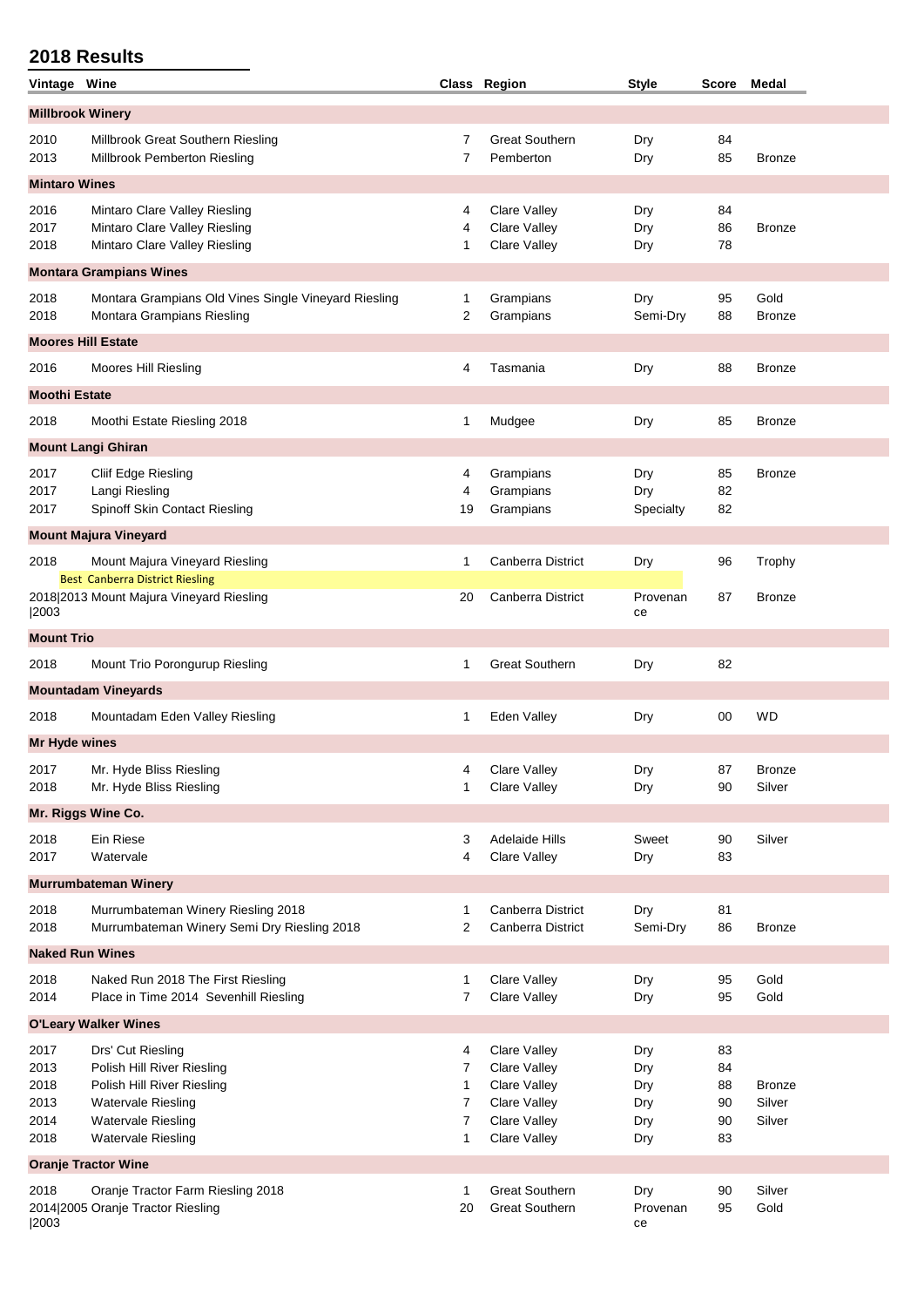## 2018 Results

| Vintage | Wine | Class | Region | Style | Score | Medal |
|---|---|---|---|---|---|---|
| **Millbrook Winery** | | | | | | |
| 2010 | Millbrook Great Southern Riesling | 7 | Great Southern | Dry | 84 | |
| 2013 | Millbrook Pemberton Riesling | 7 | Pemberton | Dry | 85 | Bronze |
| **Mintaro Wines** | | | | | | |
| 2016 | Mintaro Clare Valley Riesling | 4 | Clare Valley | Dry | 84 | |
| 2017 | Mintaro Clare Valley Riesling | 4 | Clare Valley | Dry | 86 | Bronze |
| 2018 | Mintaro Clare Valley Riesling | 1 | Clare Valley | Dry | 78 | |
| **Montara Grampians Wines** | | | | | | |
| 2018 | Montara Grampians Old Vines Single Vineyard Riesling | 1 | Grampians | Dry | 95 | Gold |
| 2018 | Montara Grampians Riesling | 2 | Grampians | Semi-Dry | 88 | Bronze |
| **Moores Hill Estate** | | | | | | |
| 2016 | Moores Hill Riesling | 4 | Tasmania | Dry | 88 | Bronze |
| **Moothi Estate** | | | | | | |
| 2018 | Moothi Estate Riesling 2018 | 1 | Mudgee | Dry | 85 | Bronze |
| **Mount Langi Ghiran** | | | | | | |
| 2017 | Cliif Edge Riesling | 4 | Grampians | Dry | 85 | Bronze |
| 2017 | Langi Riesling | 4 | Grampians | Dry | 82 | |
| 2017 | Spinoff Skin Contact Riesling | 19 | Grampians | Specialty | 82 | |
| **Mount Majura Vineyard** | | | | | | |
| 2018 | Mount Majura Vineyard Riesling<br>Best Canberra District Riesling | 1 | Canberra District | Dry | 96 | Trophy |
| 2018\|2013\|2003 | Mount Majura Vineyard Riesling | 20 | Canberra District | Provenance | 87 | Bronze |
| **Mount Trio** | | | | | | |
| 2018 | Mount Trio Porongurup Riesling | 1 | Great Southern | Dry | 82 | |
| **Mountadam Vineyards** | | | | | | |
| 2018 | Mountadam Eden Valley Riesling | 1 | Eden Valley | Dry | 00 | WD |
| **Mr Hyde wines** | | | | | | |
| 2017 | Mr. Hyde Bliss Riesling | 4 | Clare Valley | Dry | 87 | Bronze |
| 2018 | Mr. Hyde Bliss Riesling | 1 | Clare Valley | Dry | 90 | Silver |
| **Mr. Riggs Wine Co.** | | | | | | |
| 2018 | Ein Riese | 3 | Adelaide Hills | Sweet | 90 | Silver |
| 2017 | Watervale | 4 | Clare Valley | Dry | 83 | |
| **Murrumbateman Winery** | | | | | | |
| 2018 | Murrumbateman Winery Riesling 2018 | 1 | Canberra District | Dry | 81 | |
| 2018 | Murrumbateman Winery Semi Dry Riesling 2018 | 2 | Canberra District | Semi-Dry | 86 | Bronze |
| **Naked Run Wines** | | | | | | |
| 2018 | Naked Run 2018 The First Riesling | 1 | Clare Valley | Dry | 95 | Gold |
| 2014 | Place in Time 2014 Sevenhill Riesling | 7 | Clare Valley | Dry | 95 | Gold |
| **O'Leary Walker Wines** | | | | | | |
| 2017 | Drs' Cut Riesling | 4 | Clare Valley | Dry | 83 | |
| 2013 | Polish Hill River Riesling | 7 | Clare Valley | Dry | 84 | |
| 2018 | Polish Hill River Riesling | 1 | Clare Valley | Dry | 88 | Bronze |
| 2013 | Watervale Riesling | 7 | Clare Valley | Dry | 90 | Silver |
| 2014 | Watervale Riesling | 7 | Clare Valley | Dry | 90 | Silver |
| 2018 | Watervale Riesling | 1 | Clare Valley | Dry | 83 | |
| **Oranje Tractor Wine** | | | | | | |
| 2018 | Oranje Tractor Farm Riesling 2018 | 1 | Great Southern | Dry | 90 | Silver |
| 2014\|2005\|2003 | Oranje Tractor Riesling | 20 | Great Southern | Provenance | 95 | Gold |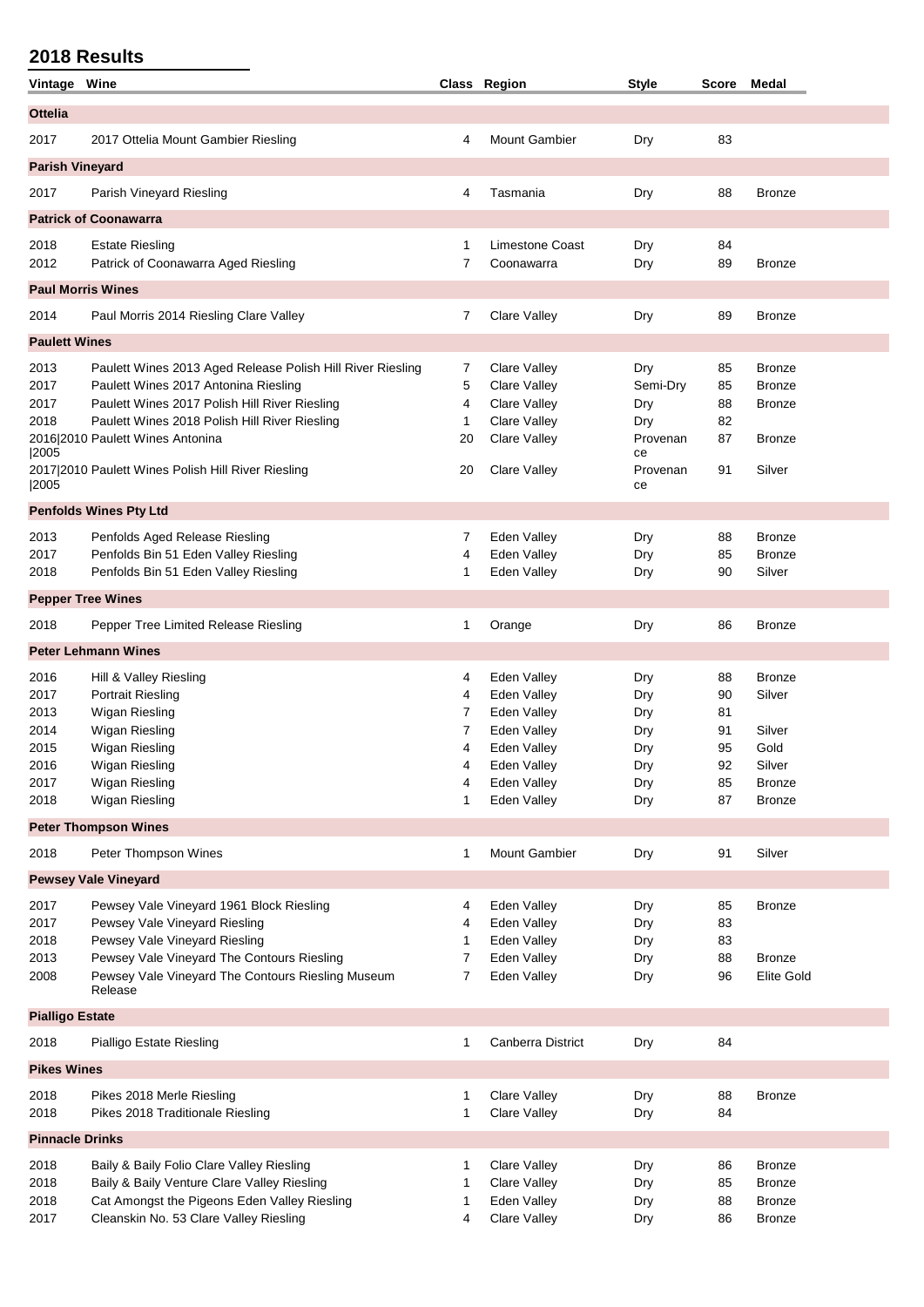## 2018 Results

| Vintage | Wine | Class | Region | Style | Score | Medal |
|---|---|---|---|---|---|---|
| **Ottelia** | | | | | | |
| 2017 | 2017 Ottelia Mount Gambier Riesling | 4 | Mount Gambier | Dry | 83 | |
| **Parish Vineyard** | | | | | | |
| 2017 | Parish Vineyard Riesling | 4 | Tasmania | Dry | 88 | Bronze |
| **Patrick of Coonawarra** | | | | | | |
| 2018 | Estate Riesling | 1 | Limestone Coast | Dry | 84 | |
| 2012 | Patrick of Coonawarra Aged Riesling | 7 | Coonawarra | Dry | 89 | Bronze |
| **Paul Morris Wines** | | | | | | |
| 2014 | Paul Morris 2014 Riesling Clare Valley | 7 | Clare Valley | Dry | 89 | Bronze |
| **Paulett Wines** | | | | | | |
| 2013 | Paulett Wines 2013 Aged Release Polish Hill River Riesling | 7 | Clare Valley | Dry | 85 | Bronze |
| 2017 | Paulett Wines 2017 Antonina Riesling | 5 | Clare Valley | Semi-Dry | 85 | Bronze |
| 2017 | Paulett Wines 2017 Polish Hill River Riesling | 4 | Clare Valley | Dry | 88 | Bronze |
| 2018 | Paulett Wines 2018 Polish Hill River Riesling | 1 | Clare Valley | Dry | 82 | |
| 2016\|2010\|2005 | Paulett Wines Antonina | 20 | Clare Valley | Provenance | 87 | Bronze |
| 2017\|2010\|2005 | Paulett Wines Polish Hill River Riesling | 20 | Clare Valley | Provenance | 91 | Silver |
| **Penfolds Wines Pty Ltd** | | | | | | |
| 2013 | Penfolds Aged Release Riesling | 7 | Eden Valley | Dry | 88 | Bronze |
| 2017 | Penfolds Bin 51 Eden Valley Riesling | 4 | Eden Valley | Dry | 85 | Bronze |
| 2018 | Penfolds Bin 51 Eden Valley Riesling | 1 | Eden Valley | Dry | 90 | Silver |
| **Pepper Tree Wines** | | | | | | |
| 2018 | Pepper Tree Limited Release Riesling | 1 | Orange | Dry | 86 | Bronze |
| **Peter Lehmann Wines** | | | | | | |
| 2016 | Hill & Valley Riesling | 4 | Eden Valley | Dry | 88 | Bronze |
| 2017 | Portrait Riesling | 4 | Eden Valley | Dry | 90 | Silver |
| 2013 | Wigan Riesling | 7 | Eden Valley | Dry | 81 | |
| 2014 | Wigan Riesling | 7 | Eden Valley | Dry | 91 | Silver |
| 2015 | Wigan Riesling | 4 | Eden Valley | Dry | 95 | Gold |
| 2016 | Wigan Riesling | 4 | Eden Valley | Dry | 92 | Silver |
| 2017 | Wigan Riesling | 4 | Eden Valley | Dry | 85 | Bronze |
| 2018 | Wigan Riesling | 1 | Eden Valley | Dry | 87 | Bronze |
| **Peter Thompson Wines** | | | | | | |
| 2018 | Peter Thompson Wines | 1 | Mount Gambier | Dry | 91 | Silver |
| **Pewsey Vale Vineyard** | | | | | | |
| 2017 | Pewsey Vale Vineyard 1961 Block Riesling | 4 | Eden Valley | Dry | 85 | Bronze |
| 2017 | Pewsey Vale Vineyard Riesling | 4 | Eden Valley | Dry | 83 | |
| 2018 | Pewsey Vale Vineyard Riesling | 1 | Eden Valley | Dry | 83 | |
| 2013 | Pewsey Vale Vineyard The Contours Riesling | 7 | Eden Valley | Dry | 88 | Bronze |
| 2008 | Pewsey Vale Vineyard The Contours Riesling Museum Release | 7 | Eden Valley | Dry | 96 | Elite Gold |
| **Pialligo Estate** | | | | | | |
| 2018 | Pialligo Estate Riesling | 1 | Canberra District | Dry | 84 | |
| **Pikes Wines** | | | | | | |
| 2018 | Pikes 2018 Merle Riesling | 1 | Clare Valley | Dry | 88 | Bronze |
| 2018 | Pikes 2018 Traditionale Riesling | 1 | Clare Valley | Dry | 84 | |
| **Pinnacle Drinks** | | | | | | |
| 2018 | Baily & Baily Folio Clare Valley Riesling | 1 | Clare Valley | Dry | 86 | Bronze |
| 2018 | Baily & Baily Venture Clare Valley Riesling | 1 | Clare Valley | Dry | 85 | Bronze |
| 2018 | Cat Amongst the Pigeons Eden Valley Riesling | 1 | Eden Valley | Dry | 88 | Bronze |
| 2017 | Cleanskin No. 53 Clare Valley Riesling | 4 | Clare Valley | Dry | 86 | Bronze |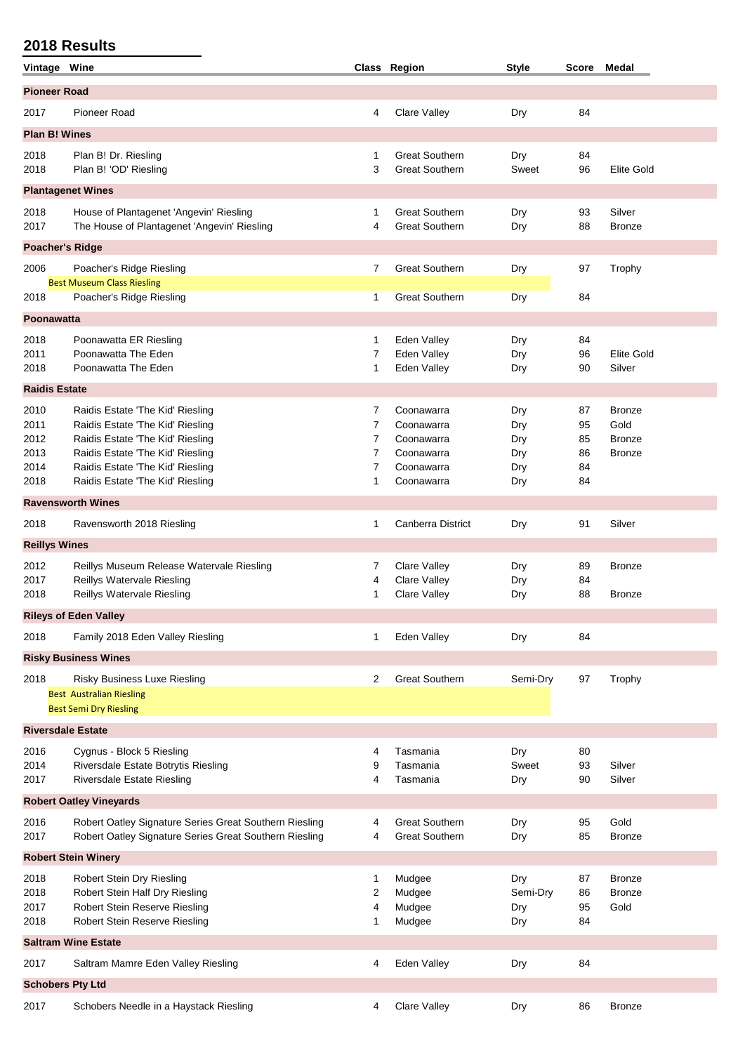## 2018 Results

| Vintage | Wine | Class | Region | Style | Score | Medal |
|---|---|---|---|---|---|---|
| **Pioneer Road** | | | | | | |
| 2017 | Pioneer Road | 4 | Clare Valley | Dry | 84 | |
| **Plan B! Wines** | | | | | | |
| 2018 | Plan B! Dr. Riesling | 1 | Great Southern | Dry | 84 | |
| 2018 | Plan B! 'OD' Riesling | 3 | Great Southern | Sweet | 96 | Elite Gold |
| **Plantagenet Wines** | | | | | | |
| 2018 | House of Plantagenet 'Angevin' Riesling | 1 | Great Southern | Dry | 93 | Silver |
| 2017 | The House of Plantagenet 'Angevin' Riesling | 4 | Great Southern | Dry | 88 | Bronze |
| **Poacher's Ridge** | | | | | | |
| 2006 | Poacher's Ridge Riesling | 7 | Great Southern | Dry | 97 | Trophy |
| | Best Museum Class Riesling | | | | | |
| 2018 | Poacher's Ridge Riesling | 1 | Great Southern | Dry | 84 | |
| **Poonawatta** | | | | | | |
| 2018 | Poonawatta ER Riesling | 1 | Eden Valley | Dry | 84 | |
| 2011 | Poonawatta The Eden | 7 | Eden Valley | Dry | 96 | Elite Gold |
| 2018 | Poonawatta The Eden | 1 | Eden Valley | Dry | 90 | Silver |
| **Raidis Estate** | | | | | | |
| 2010 | Raidis Estate 'The Kid' Riesling | 7 | Coonawarra | Dry | 87 | Bronze |
| 2011 | Raidis Estate 'The Kid' Riesling | 7 | Coonawarra | Dry | 95 | Gold |
| 2012 | Raidis Estate 'The Kid' Riesling | 7 | Coonawarra | Dry | 85 | Bronze |
| 2013 | Raidis Estate 'The Kid' Riesling | 7 | Coonawarra | Dry | 86 | Bronze |
| 2014 | Raidis Estate 'The Kid' Riesling | 7 | Coonawarra | Dry | 84 | |
| 2018 | Raidis Estate 'The Kid' Riesling | 1 | Coonawarra | Dry | 84 | |
| **Ravensworth Wines** | | | | | | |
| 2018 | Ravensworth 2018 Riesling | 1 | Canberra District | Dry | 91 | Silver |
| **Reillys Wines** | | | | | | |
| 2012 | Reillys Museum Release Watervale Riesling | 7 | Clare Valley | Dry | 89 | Bronze |
| 2017 | Reillys Watervale Riesling | 4 | Clare Valley | Dry | 84 | |
| 2018 | Reillys Watervale Riesling | 1 | Clare Valley | Dry | 88 | Bronze |
| **Rileys of Eden Valley** | | | | | | |
| 2018 | Family 2018 Eden Valley Riesling | 1 | Eden Valley | Dry | 84 | |
| **Risky Business Wines** | | | | | | |
| 2018 | Risky Business Luxe Riesling | 2 | Great Southern | Semi-Dry | 97 | Trophy |
| | Best Australian Riesling | | | | | |
| | Best Semi Dry Riesling | | | | | |
| **Riversdale Estate** | | | | | | |
| 2016 | Cygnus - Block 5 Riesling | 4 | Tasmania | Dry | 80 | |
| 2014 | Riversdale Estate Botrytis Riesling | 9 | Tasmania | Sweet | 93 | Silver |
| 2017 | Riversdale Estate Riesling | 4 | Tasmania | Dry | 90 | Silver |
| **Robert Oatley Vineyards** | | | | | | |
| 2016 | Robert Oatley Signature Series Great Southern Riesling | 4 | Great Southern | Dry | 95 | Gold |
| 2017 | Robert Oatley Signature Series Great Southern Riesling | 4 | Great Southern | Dry | 85 | Bronze |
| **Robert Stein Winery** | | | | | | |
| 2018 | Robert Stein Dry Riesling | 1 | Mudgee | Dry | 87 | Bronze |
| 2018 | Robert Stein Half Dry Riesling | 2 | Mudgee | Semi-Dry | 86 | Bronze |
| 2017 | Robert Stein Reserve Riesling | 4 | Mudgee | Dry | 95 | Gold |
| 2018 | Robert Stein Reserve Riesling | 1 | Mudgee | Dry | 84 | |
| **Saltram Wine Estate** | | | | | | |
| 2017 | Saltram Mamre Eden Valley Riesling | 4 | Eden Valley | Dry | 84 | |
| **Schobers Pty Ltd** | | | | | | |
| 2017 | Schobers Needle in a Haystack Riesling | 4 | Clare Valley | Dry | 86 | Bronze |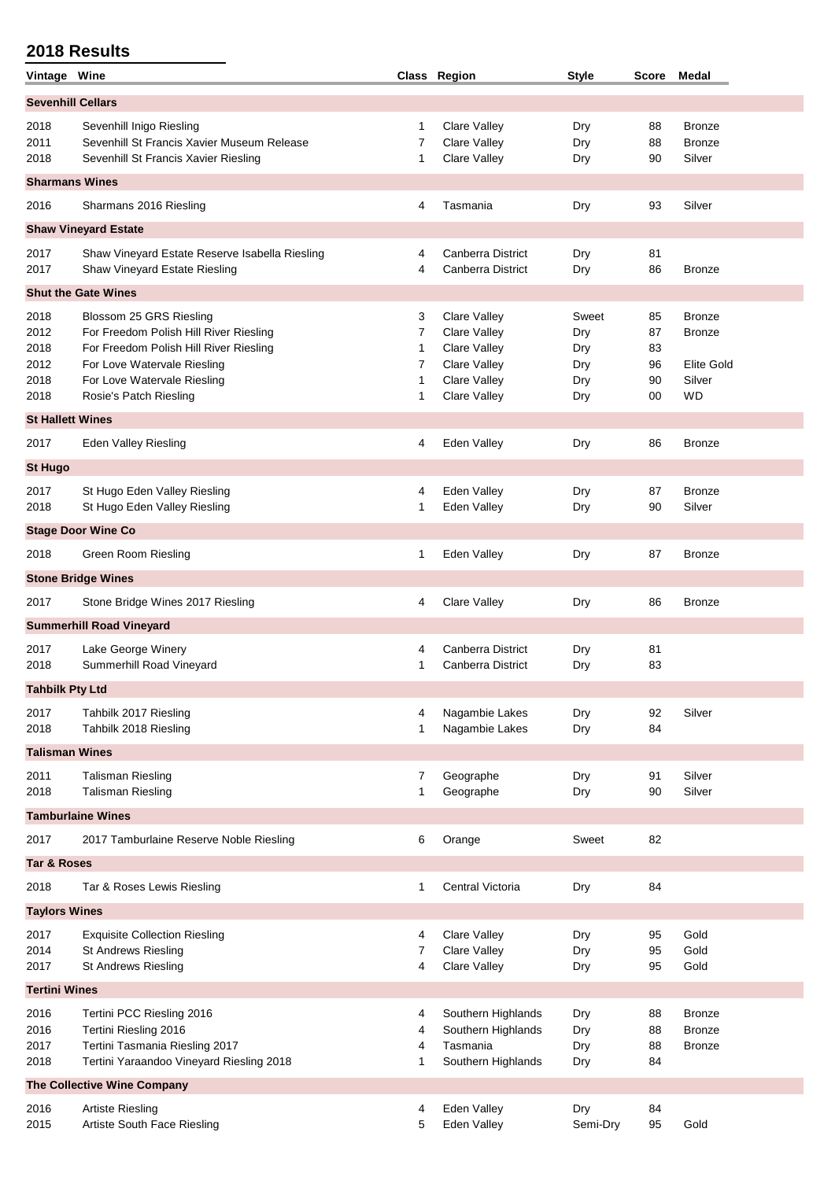## 2018 Results

| Vintage | Wine | Class | Region | Style | Score | Medal |
|---|---|---|---|---|---|---|
| **Sevenhill Cellars** | | | | | | |
| 2018 | Sevenhill Inigo Riesling | 1 | Clare Valley | Dry | 88 | Bronze |
| 2011 | Sevenhill St Francis Xavier Museum Release | 7 | Clare Valley | Dry | 88 | Bronze |
| 2018 | Sevenhill St Francis Xavier Riesling | 1 | Clare Valley | Dry | 90 | Silver |
| **Sharmans Wines** | | | | | | |
| 2016 | Sharmans 2016 Riesling | 4 | Tasmania | Dry | 93 | Silver |
| **Shaw Vineyard Estate** | | | | | | |
| 2017 | Shaw Vineyard Estate Reserve Isabella Riesling | 4 | Canberra District | Dry | 81 | |
| 2017 | Shaw Vineyard Estate Riesling | 4 | Canberra District | Dry | 86 | Bronze |
| **Shut the Gate Wines** | | | | | | |
| 2018 | Blossom 25 GRS Riesling | 3 | Clare Valley | Sweet | 85 | Bronze |
| 2012 | For Freedom Polish Hill River Riesling | 7 | Clare Valley | Dry | 87 | Bronze |
| 2018 | For Freedom Polish Hill River Riesling | 1 | Clare Valley | Dry | 83 | |
| 2012 | For Love Watervale Riesling | 7 | Clare Valley | Dry | 96 | Elite Gold |
| 2018 | For Love Watervale Riesling | 1 | Clare Valley | Dry | 90 | Silver |
| 2018 | Rosie's Patch Riesling | 1 | Clare Valley | Dry | 00 | WD |
| **St Hallett Wines** | | | | | | |
| 2017 | Eden Valley Riesling | 4 | Eden Valley | Dry | 86 | Bronze |
| **St Hugo** | | | | | | |
| 2017 | St Hugo Eden Valley Riesling | 4 | Eden Valley | Dry | 87 | Bronze |
| 2018 | St Hugo Eden Valley Riesling | 1 | Eden Valley | Dry | 90 | Silver |
| **Stage Door Wine Co** | | | | | | |
| 2018 | Green Room Riesling | 1 | Eden Valley | Dry | 87 | Bronze |
| **Stone Bridge Wines** | | | | | | |
| 2017 | Stone Bridge Wines 2017 Riesling | 4 | Clare Valley | Dry | 86 | Bronze |
| **Summerhill Road Vineyard** | | | | | | |
| 2017 | Lake George Winery | 4 | Canberra District | Dry | 81 | |
| 2018 | Summerhill Road Vineyard | 1 | Canberra District | Dry | 83 | |
| **Tahbilk Pty Ltd** | | | | | | |
| 2017 | Tahbilk 2017 Riesling | 4 | Nagambie Lakes | Dry | 92 | Silver |
| 2018 | Tahbilk 2018 Riesling | 1 | Nagambie Lakes | Dry | 84 | |
| **Talisman Wines** | | | | | | |
| 2011 | Talisman Riesling | 7 | Geographe | Dry | 91 | Silver |
| 2018 | Talisman Riesling | 1 | Geographe | Dry | 90 | Silver |
| **Tamburlaine Wines** | | | | | | |
| 2017 | 2017 Tamburlaine Reserve Noble Riesling | 6 | Orange | Sweet | 82 | |
| **Tar & Roses** | | | | | | |
| 2018 | Tar & Roses Lewis Riesling | 1 | Central Victoria | Dry | 84 | |
| **Taylors Wines** | | | | | | |
| 2017 | Exquisite Collection Riesling | 4 | Clare Valley | Dry | 95 | Gold |
| 2014 | St Andrews Riesling | 7 | Clare Valley | Dry | 95 | Gold |
| 2017 | St Andrews Riesling | 4 | Clare Valley | Dry | 95 | Gold |
| **Tertini Wines** | | | | | | |
| 2016 | Tertini PCC Riesling 2016 | 4 | Southern Highlands | Dry | 88 | Bronze |
| 2016 | Tertini Riesling 2016 | 4 | Southern Highlands | Dry | 88 | Bronze |
| 2017 | Tertini Tasmania Riesling 2017 | 4 | Tasmania | Dry | 88 | Bronze |
| 2018 | Tertini Yaraandoo Vineyard Riesling 2018 | 1 | Southern Highlands | Dry | 84 | |
| **The Collective Wine Company** | | | | | | |
| 2016 | Artiste Riesling | 4 | Eden Valley | Dry | 84 | |
| 2015 | Artiste South Face Riesling | 5 | Eden Valley | Semi-Dry | 95 | Gold |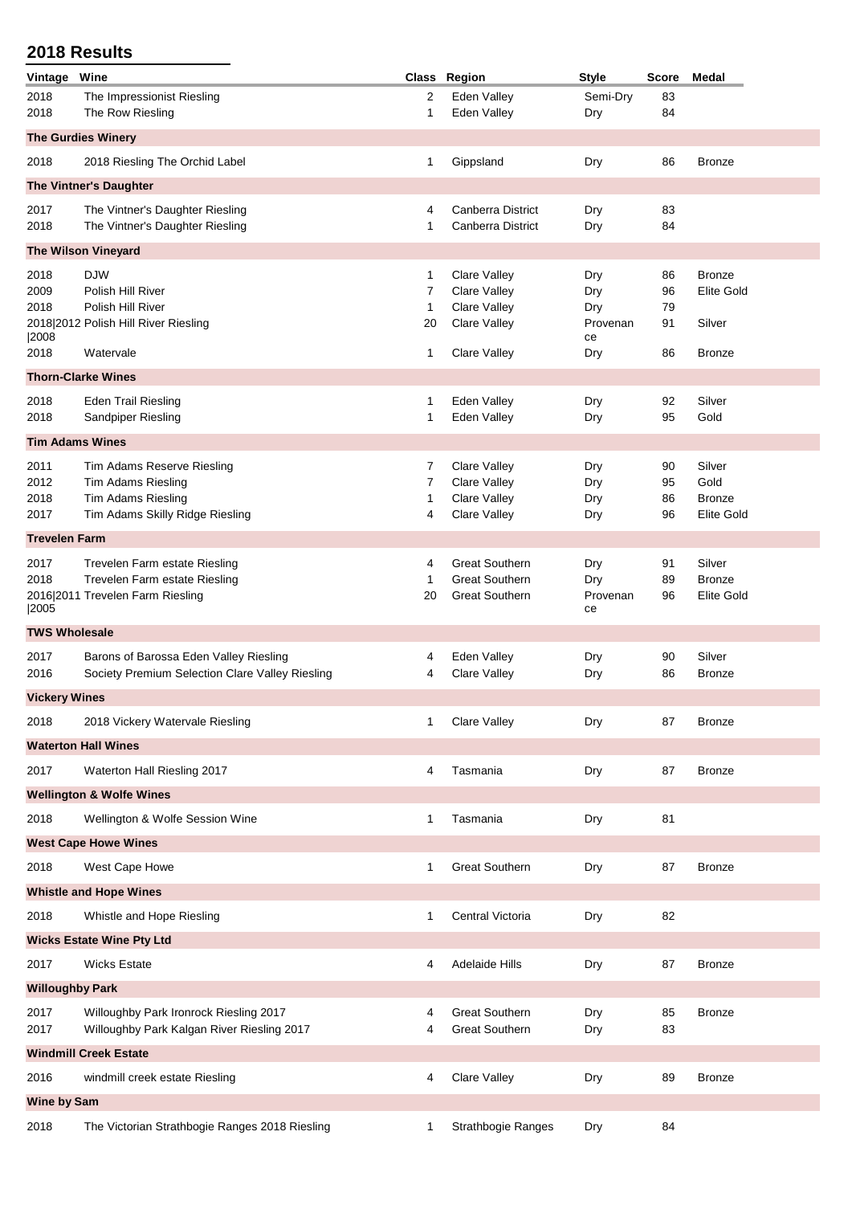## 2018 Results

| Vintage | Wine | Class | Region | Style | Score | Medal |
|---|---|---|---|---|---|---|
| 2018 | The Impressionist Riesling | 2 | Eden Valley | Semi-Dry | 83 | |
| 2018 | The Row Riesling | 1 | Eden Valley | Dry | 84 | |
| **The Gurdies Winery** | | | | | | |
| 2018 | 2018 Riesling The Orchid Label | 1 | Gippsland | Dry | 86 | Bronze |
| **The Vintner's Daughter** | | | | | | |
| 2017 | The Vintner's Daughter Riesling | 4 | Canberra District | Dry | 83 | |
| 2018 | The Vintner's Daughter Riesling | 1 | Canberra District | Dry | 84 | |
| **The Wilson Vineyard** | | | | | | |
| 2018 | DJW | 1 | Clare Valley | Dry | 86 | Bronze |
| 2009 | Polish Hill River | 7 | Clare Valley | Dry | 96 | Elite Gold |
| 2018 | Polish Hill River | 1 | Clare Valley | Dry | 79 | |
| 2018\|2012\|2008 | Polish Hill River Riesling | 20 | Clare Valley | Provenance | 91 | Silver |
| 2018 | Watervale | 1 | Clare Valley | Dry | 86 | Bronze |
| **Thorn-Clarke Wines** | | | | | | |
| 2018 | Eden Trail Riesling | 1 | Eden Valley | Dry | 92 | Silver |
| 2018 | Sandpiper Riesling | 1 | Eden Valley | Dry | 95 | Gold |
| **Tim Adams Wines** | | | | | | |
| 2011 | Tim Adams Reserve Riesling | 7 | Clare Valley | Dry | 90 | Silver |
| 2012 | Tim Adams Riesling | 7 | Clare Valley | Dry | 95 | Gold |
| 2018 | Tim Adams Riesling | 1 | Clare Valley | Dry | 86 | Bronze |
| 2017 | Tim Adams Skilly Ridge Riesling | 4 | Clare Valley | Dry | 96 | Elite Gold |
| **Trevelen Farm** | | | | | | |
| 2017 | Trevelen Farm estate Riesling | 4 | Great Southern | Dry | 91 | Silver |
| 2018 | Trevelen Farm estate Riesling | 1 | Great Southern | Dry | 89 | Bronze |
| 2016\|2011\|2005 | Trevelen Farm Riesling | 20 | Great Southern | Provenance | 96 | Elite Gold |
| **TWS Wholesale** | | | | | | |
| 2017 | Barons of Barossa Eden Valley Riesling | 4 | Eden Valley | Dry | 90 | Silver |
| 2016 | Society Premium Selection Clare Valley Riesling | 4 | Clare Valley | Dry | 86 | Bronze |
| **Vickery Wines** | | | | | | |
| 2018 | 2018 Vickery Watervale Riesling | 1 | Clare Valley | Dry | 87 | Bronze |
| **Waterton Hall Wines** | | | | | | |
| 2017 | Waterton Hall Riesling 2017 | 4 | Tasmania | Dry | 87 | Bronze |
| **Wellington & Wolfe Wines** | | | | | | |
| 2018 | Wellington & Wolfe Session Wine | 1 | Tasmania | Dry | 81 | |
| **West Cape Howe Wines** | | | | | | |
| 2018 | West Cape Howe | 1 | Great Southern | Dry | 87 | Bronze |
| **Whistle and Hope Wines** | | | | | | |
| 2018 | Whistle and Hope Riesling | 1 | Central Victoria | Dry | 82 | |
| **Wicks Estate Wine Pty Ltd** | | | | | | |
| 2017 | Wicks Estate | 4 | Adelaide Hills | Dry | 87 | Bronze |
| **Willoughby Park** | | | | | | |
| 2017 | Willoughby Park Ironrock Riesling 2017 | 4 | Great Southern | Dry | 85 | Bronze |
| 2017 | Willoughby Park Kalgan River Riesling 2017 | 4 | Great Southern | Dry | 83 | |
| **Windmill Creek Estate** | | | | | | |
| 2016 | windmill creek estate Riesling | 4 | Clare Valley | Dry | 89 | Bronze |
| **Wine by Sam** | | | | | | |
| 2018 | The Victorian Strathbogie Ranges 2018 Riesling | 1 | Strathbogie Ranges | Dry | 84 | |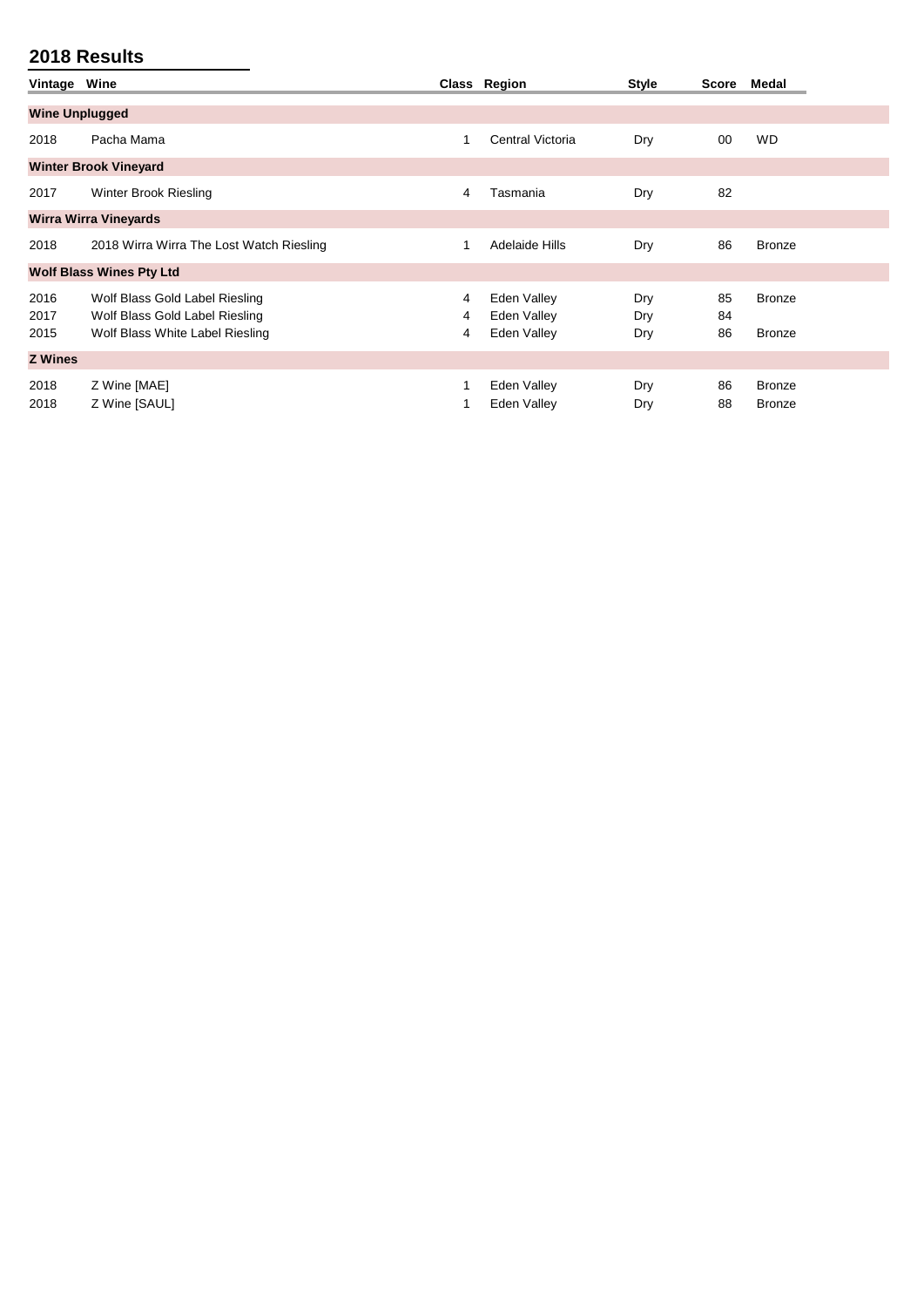## 2018 Results

| Vintage | Wine | Class | Region | Style | Score | Medal |
|---|---|---|---|---|---|---|
| **Wine Unplugged** | | | | | | |
| 2018 | Pacha Mama | 1 | Central Victoria | Dry | 00 | WD |
| **Winter Brook Vineyard** | | | | | | |
| 2017 | Winter Brook Riesling | 4 | Tasmania | Dry | 82 | |
| **Wirra Wirra Vineyards** | | | | | | |
| 2018 | 2018 Wirra Wirra The Lost Watch Riesling | 1 | Adelaide Hills | Dry | 86 | Bronze |
| **Wolf Blass Wines Pty Ltd** | | | | | | |
| 2016 | Wolf Blass Gold Label Riesling | 4 | Eden Valley | Dry | 85 | Bronze |
| 2017 | Wolf Blass Gold Label Riesling | 4 | Eden Valley | Dry | 84 | |
| 2015 | Wolf Blass White Label Riesling | 4 | Eden Valley | Dry | 86 | Bronze |
| **Z Wines** | | | | | | |
| 2018 | Z Wine [MAE] | 1 | Eden Valley | Dry | 86 | Bronze |
| 2018 | Z Wine [SAUL] | 1 | Eden Valley | Dry | 88 | Bronze |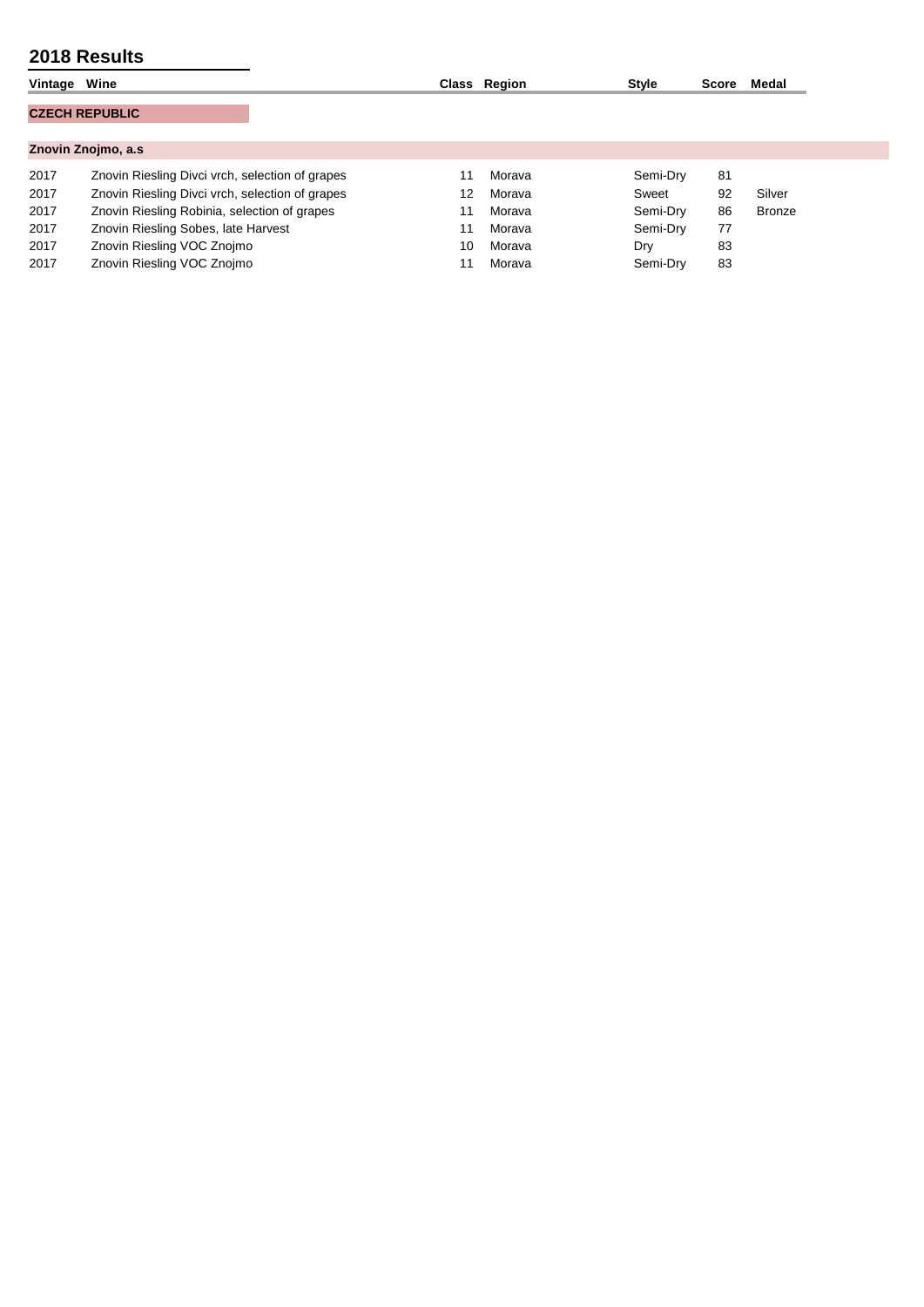## 2018 Results

| Vintage | Wine | Class | Region | Style | Score | Medal |
|---|---|---|---|---|---|---|
| **CZECH REPUBLIC** | | | | | | |
| **Znovin Znojmo, a.s** | | | | | | |
| 2017 | Znovin Riesling Divci vrch, selection of grapes | 11 | Morava | Semi-Dry | 81 | |
| 2017 | Znovin Riesling Divci vrch, selection of grapes | 12 | Morava | Sweet | 92 | Silver |
| 2017 | Znovin Riesling Robinia, selection of grapes | 11 | Morava | Semi-Dry | 86 | Bronze |
| 2017 | Znovin Riesling Sobes, late Harvest | 11 | Morava | Semi-Dry | 77 | |
| 2017 | Znovin Riesling VOC Znojmo | 10 | Morava | Dry | 83 | |
| 2017 | Znovin Riesling VOC Znojmo | 11 | Morava | Semi-Dry | 83 | |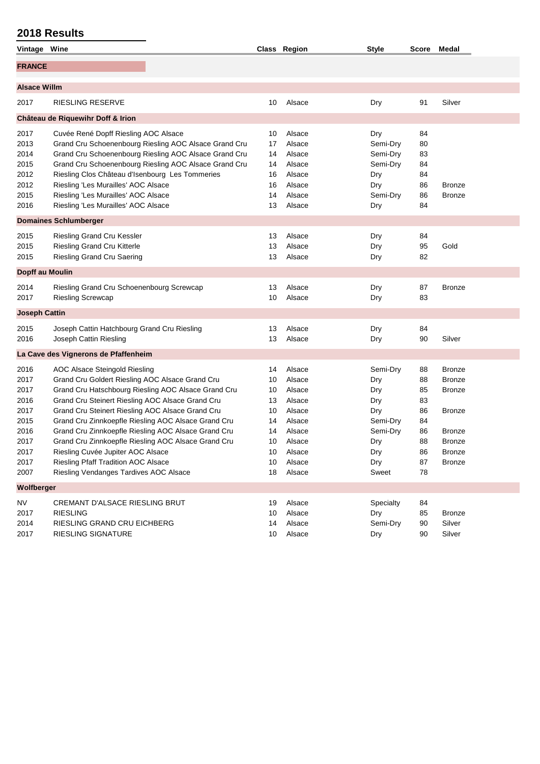## 2018 Results

| Vintage | Wine | Class | Region | Style | Score | Medal |
|---|---|---|---|---|---|---|
| **FRANCE** | | | | | | |
| **Alsace Willm** | | | | | | |
| 2017 | RIESLING RESERVE | 10 | Alsace | Dry | 91 | Silver |
| **Château de Riquewihr Doff & Irion** | | | | | | |
| 2017 | Cuvée René Dopff Riesling AOC Alsace | 10 | Alsace | Dry | 84 | |
| 2013 | Grand Cru Schoenenbourg Riesling AOC Alsace Grand Cru | 17 | Alsace | Semi-Dry | 80 | |
| 2014 | Grand Cru Schoenenbourg Riesling AOC Alsace Grand Cru | 14 | Alsace | Semi-Dry | 83 | |
| 2015 | Grand Cru Schoenenbourg Riesling AOC Alsace Grand Cru | 14 | Alsace | Semi-Dry | 84 | |
| 2012 | Riesling Clos Château d'Isenbourg Les Tommeries | 16 | Alsace | Dry | 84 | |
| 2012 | Riesling 'Les Murailles' AOC Alsace | 16 | Alsace | Dry | 86 | Bronze |
| 2015 | Riesling 'Les Murailles' AOC Alsace | 14 | Alsace | Semi-Dry | 86 | Bronze |
| 2016 | Riesling 'Les Murailles' AOC Alsace | 13 | Alsace | Dry | 84 | |
| **Domaines Schlumberger** | | | | | | |
| 2015 | Riesling Grand Cru Kessler | 13 | Alsace | Dry | 84 | |
| 2015 | Riesling Grand Cru Kitterle | 13 | Alsace | Dry | 95 | Gold |
| 2015 | Riesling Grand Cru Saering | 13 | Alsace | Dry | 82 | |
| **Dopff au Moulin** | | | | | | |
| 2014 | Riesling Grand Cru Schoenenbourg Screwcap | 13 | Alsace | Dry | 87 | Bronze |
| 2017 | Riesling Screwcap | 10 | Alsace | Dry | 83 | |
| **Joseph Cattin** | | | | | | |
| 2015 | Joseph Cattin Hatchbourg Grand Cru Riesling | 13 | Alsace | Dry | 84 | |
| 2016 | Joseph Cattin Riesling | 13 | Alsace | Dry | 90 | Silver |
| **La Cave des Vignerons de Pfaffenheim** | | | | | | |
| 2016 | AOC Alsace Steingold Riesling | 14 | Alsace | Semi-Dry | 88 | Bronze |
| 2017 | Grand Cru Goldert Riesling AOC Alsace Grand Cru | 10 | Alsace | Dry | 88 | Bronze |
| 2017 | Grand Cru Hatschbourg Riesling AOC Alsace Grand Cru | 10 | Alsace | Dry | 85 | Bronze |
| 2016 | Grand Cru Steinert Riesling AOC Alsace Grand Cru | 13 | Alsace | Dry | 83 | |
| 2017 | Grand Cru Steinert Riesling AOC Alsace Grand Cru | 10 | Alsace | Dry | 86 | Bronze |
| 2015 | Grand Cru Zinnkoepfle Riesling AOC Alsace Grand Cru | 14 | Alsace | Semi-Dry | 84 | |
| 2016 | Grand Cru Zinnkoepfle Riesling AOC Alsace Grand Cru | 14 | Alsace | Semi-Dry | 86 | Bronze |
| 2017 | Grand Cru Zinnkoepfle Riesling AOC Alsace Grand Cru | 10 | Alsace | Dry | 88 | Bronze |
| 2017 | Riesling Cuvée Jupiter AOC Alsace | 10 | Alsace | Dry | 86 | Bronze |
| 2017 | Riesling Pfaff Tradition AOC Alsace | 10 | Alsace | Dry | 87 | Bronze |
| 2007 | Riesling Vendanges Tardives AOC Alsace | 18 | Alsace | Sweet | 78 | |
| **Wolfberger** | | | | | | |
| NV | CREMANT D'ALSACE RIESLING BRUT | 19 | Alsace | Specialty | 84 | |
| 2017 | RIESLING | 10 | Alsace | Dry | 85 | Bronze |
| 2014 | RIESLING GRAND CRU EICHBERG | 14 | Alsace | Semi-Dry | 90 | Silver |
| 2017 | RIESLING SIGNATURE | 10 | Alsace | Dry | 90 | Silver |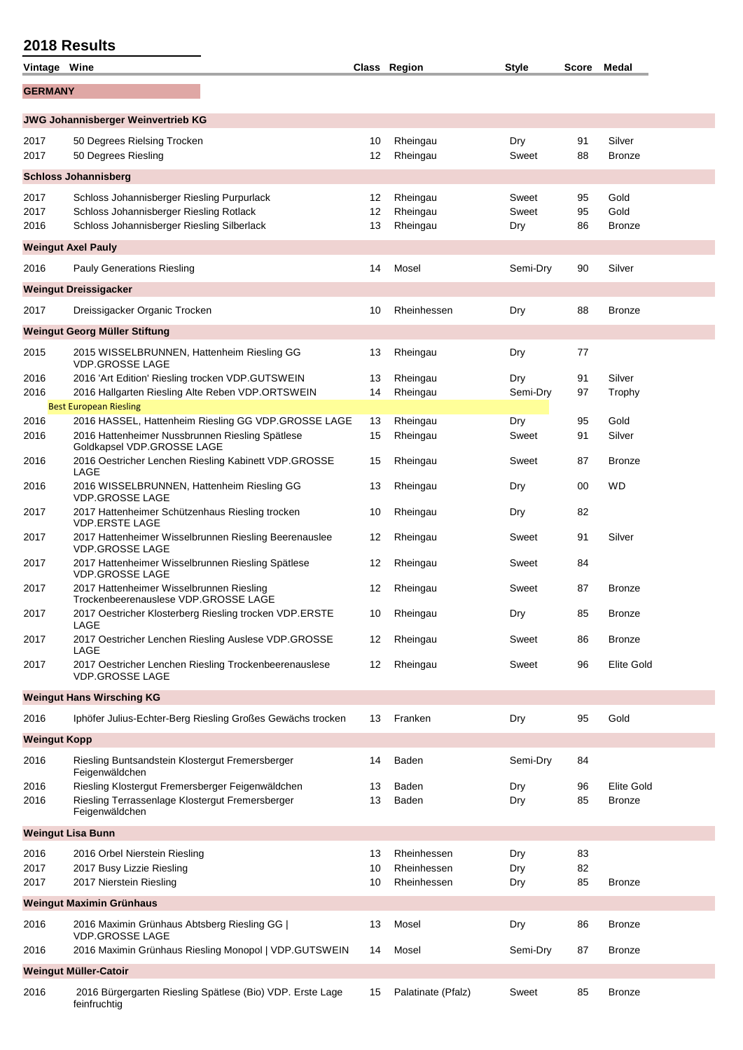## 2018 Results

| Vintage | Wine | Class | Region | Style | Score | Medal |
|---|---|---|---|---|---|---|
| **GERMANY** | | | | | | |
| **JWG Johannisberger Weinvertrieb KG** | | | | | | |
| 2017 | 50 Degrees Rielsing Trocken | 10 | Rheingau | Dry | 91 | Silver |
| 2017 | 50 Degrees Riesling | 12 | Rheingau | Sweet | 88 | Bronze |
| **Schloss Johannisberg** | | | | | | |
| 2017 | Schloss Johannisberger Riesling Purpurlack | 12 | Rheingau | Sweet | 95 | Gold |
| 2017 | Schloss Johannisberger Riesling Rotlack | 12 | Rheingau | Sweet | 95 | Gold |
| 2016 | Schloss Johannisberger Riesling Silberlack | 13 | Rheingau | Dry | 86 | Bronze |
| **Weingut Axel Pauly** | | | | | | |
| 2016 | Pauly Generations Riesling | 14 | Mosel | Semi-Dry | 90 | Silver |
| **Weingut Dreissigacker** | | | | | | |
| 2017 | Dreissigacker Organic Trocken | 10 | Rheinhessen | Dry | 88 | Bronze |
| **Weingut Georg Müller Stiftung** | | | | | | |
| 2015 | 2015 WISSELBRUNNEN, Hattenheim Riesling GG VDP.GROSSE LAGE | 13 | Rheingau | Dry | 77 | |
| 2016 | 2016 'Art Edition' Riesling trocken VDP.GUTSWEIN | 13 | Rheingau | Dry | 91 | Silver |
| 2016 | 2016 Hallgarten Riesling Alte Reben VDP.ORTSWEIN | 14 | Rheingau | Semi-Dry | 97 | Trophy |
| | Best European Riesling | | | | | |
| 2016 | 2016 HASSEL, Hattenheim Riesling GG VDP.GROSSE LAGE | 13 | Rheingau | Dry | 95 | Gold |
| 2016 | 2016 Hattenheimer Nussbrunnen Riesling Spätlese Goldkapsel VDP.GROSSE LAGE | 15 | Rheingau | Sweet | 91 | Silver |
| 2016 | 2016 Oestricher Lenchen Riesling Kabinett VDP.GROSSE LAGE | 15 | Rheingau | Sweet | 87 | Bronze |
| 2016 | 2016 WISSELBRUNNEN, Hattenheim Riesling GG VDP.GROSSE LAGE | 13 | Rheingau | Dry | 00 | WD |
| 2017 | 2017 Hattenheimer Schützenhaus Riesling trocken VDP.ERSTE LAGE | 10 | Rheingau | Dry | 82 | |
| 2017 | 2017 Hattenheimer Wisselbrunnen Riesling Beerenauslee VDP.GROSSE LAGE | 12 | Rheingau | Sweet | 91 | Silver |
| 2017 | 2017 Hattenheimer Wisselbrunnen Riesling Spätlese VDP.GROSSE LAGE | 12 | Rheingau | Sweet | 84 | |
| 2017 | 2017 Hattenheimer Wisselbrunnen Riesling Trockenbeerenauslese VDP.GROSSE LAGE | 12 | Rheingau | Sweet | 87 | Bronze |
| 2017 | 2017 Oestricher Klosterberg Riesling trocken VDP.ERSTE LAGE | 10 | Rheingau | Dry | 85 | Bronze |
| 2017 | 2017 Oestricher Lenchen Riesling Auslese VDP.GROSSE LAGE | 12 | Rheingau | Sweet | 86 | Bronze |
| 2017 | 2017 Oestricher Lenchen Riesling Trockenbeerenauslese VDP.GROSSE LAGE | 12 | Rheingau | Sweet | 96 | Elite Gold |
| **Weingut Hans Wirsching KG** | | | | | | |
| 2016 | Iphöfer Julius-Echter-Berg Riesling Großes Gewächs trocken | 13 | Franken | Dry | 95 | Gold |
| **Weingut Kopp** | | | | | | |
| 2016 | Riesling Buntsandstein Klostergut Fremersberger Feigenwäldchen | 14 | Baden | Semi-Dry | 84 | |
| 2016 | Riesling Klostergut Fremersberger Feigenwäldchen | 13 | Baden | Dry | 96 | Elite Gold |
| 2016 | Riesling Terrassenlage Klostergut Fremersberger Feigenwäldchen | 13 | Baden | Dry | 85 | Bronze |
| **Weingut Lisa Bunn** | | | | | | |
| 2016 | 2016 Orbel Nierstein Riesling | 13 | Rheinhessen | Dry | 83 | |
| 2017 | 2017 Busy Lizzie Riesling | 10 | Rheinhessen | Dry | 82 | |
| 2017 | 2017 Nierstein Riesling | 10 | Rheinhessen | Dry | 85 | Bronze |
| **Weingut Maximin Grünhaus** | | | | | | |
| 2016 | 2016 Maximin Grünhaus Abtsberg Riesling GG \| VDP.GROSSE LAGE | 13 | Mosel | Dry | 86 | Bronze |
| 2016 | 2016 Maximin Grünhaus Riesling Monopol \| VDP.GUTSWEIN | 14 | Mosel | Semi-Dry | 87 | Bronze |
| **Weingut Müller-Catoir** | | | | | | |
| 2016 | 2016 Bürgergarten Riesling Spätlese (Bio) VDP. Erste Lage feinfruchtig | 15 | Palatinate (Pfalz) | Sweet | 85 | Bronze |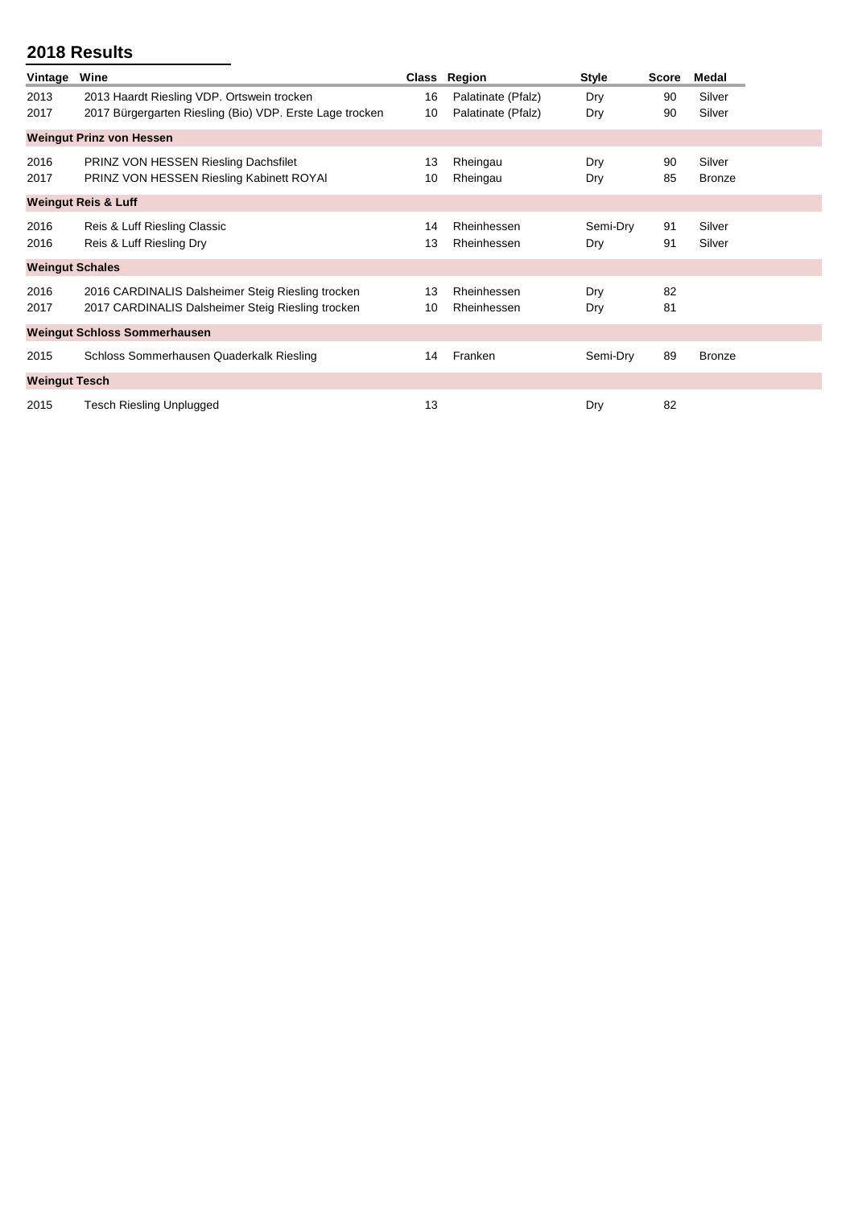## 2018 Results

| Vintage | Wine | Class | Region | Style | Score | Medal |
|---|---|---|---|---|---|---|
| 2013 | 2013 Haardt Riesling VDP. Ortswein trocken | 16 | Palatinate (Pfalz) | Dry | 90 | Silver |
| 2017 | 2017 Bürgergarten Riesling (Bio) VDP. Erste Lage trocken | 10 | Palatinate (Pfalz) | Dry | 90 | Silver |
| **Weingut Prinz von Hessen** | | | | | | |
| 2016 | PRINZ VON HESSEN Riesling Dachsfilet | 13 | Rheingau | Dry | 90 | Silver |
| 2017 | PRINZ VON HESSEN Riesling Kabinett ROYAl | 10 | Rheingau | Dry | 85 | Bronze |
| **Weingut Reis & Luff** | | | | | | |
| 2016 | Reis & Luff Riesling Classic | 14 | Rheinhessen | Semi-Dry | 91 | Silver |
| 2016 | Reis & Luff Riesling Dry | 13 | Rheinhessen | Dry | 91 | Silver |
| **Weingut Schales** | | | | | | |
| 2016 | 2016 CARDINALIS Dalsheimer Steig Riesling trocken | 13 | Rheinhessen | Dry | 82 | |
| 2017 | 2017 CARDINALIS Dalsheimer Steig Riesling trocken | 10 | Rheinhessen | Dry | 81 | |
| **Weingut Schloss Sommerhausen** | | | | | | |
| 2015 | Schloss Sommerhausen Quaderkalk Riesling | 14 | Franken | Semi-Dry | 89 | Bronze |
| **Weingut Tesch** | | | | | | |
| 2015 | Tesch Riesling Unplugged | 13 | | Dry | 82 | |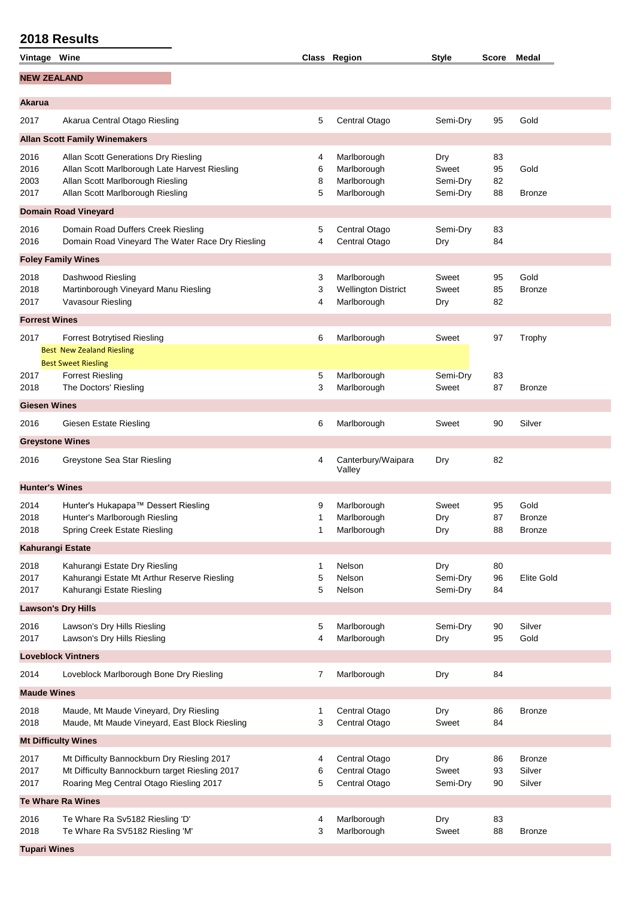## 2018 Results

| Vintage | Wine | Class | Region | Style | Score | Medal |
|---|---|---|---|---|---|---|
| **NEW ZEALAND** | | | | | | |
| **Akarua** | | | | | | |
| 2017 | Akarua Central Otago Riesling | 5 | Central Otago | Semi-Dry | 95 | Gold |
| **Allan Scott Family Winemakers** | | | | | | |
| 2016 | Allan Scott Generations Dry Riesling | 4 | Marlborough | Dry | 83 | |
| 2016 | Allan Scott Marlborough Late Harvest Riesling | 6 | Marlborough | Sweet | 95 | Gold |
| 2003 | Allan Scott Marlborough Riesling | 8 | Marlborough | Semi-Dry | 82 | |
| 2017 | Allan Scott Marlborough Riesling | 5 | Marlborough | Semi-Dry | 88 | Bronze |
| **Domain Road Vineyard** | | | | | | |
| 2016 | Domain Road Duffers Creek Riesling | 5 | Central Otago | Semi-Dry | 83 | |
| 2016 | Domain Road Vineyard The Water Race Dry Riesling | 4 | Central Otago | Dry | 84 | |
| **Foley Family Wines** | | | | | | |
| 2018 | Dashwood Riesling | 3 | Marlborough | Sweet | 95 | Gold |
| 2018 | Martinborough Vineyard Manu Riesling | 3 | Wellington District | Sweet | 85 | Bronze |
| 2017 | Vavasour Riesling | 4 | Marlborough | Dry | 82 | |
| **Forrest Wines** | | | | | | |
| 2017 | Forrest Botrytised Riesling<br>Best New Zealand Riesling<br>Best Sweet Riesling | 6 | Marlborough | Sweet | 97 | Trophy |
| 2017 | Forrest Riesling | 5 | Marlborough | Semi-Dry | 83 | |
| 2018 | The Doctors' Riesling | 3 | Marlborough | Sweet | 87 | Bronze |
| **Giesen Wines** | | | | | | |
| 2016 | Giesen Estate Riesling | 6 | Marlborough | Sweet | 90 | Silver |
| **Greystone Wines** | | | | | | |
| 2016 | Greystone Sea Star Riesling | 4 | Canterbury/Waipara Valley | Dry | 82 | |
| **Hunter's Wines** | | | | | | |
| 2014 | Hunter's Hukapapa™ Dessert Riesling | 9 | Marlborough | Sweet | 95 | Gold |
| 2018 | Hunter's Marlborough Riesling | 1 | Marlborough | Dry | 87 | Bronze |
| 2018 | Spring Creek Estate Riesling | 1 | Marlborough | Dry | 88 | Bronze |
| **Kahurangi Estate** | | | | | | |
| 2018 | Kahurangi Estate Dry Riesling | 1 | Nelson | Dry | 80 | |
| 2017 | Kahurangi Estate Mt Arthur Reserve Riesling | 5 | Nelson | Semi-Dry | 96 | Elite Gold |
| 2017 | Kahurangi Estate Riesling | 5 | Nelson | Semi-Dry | 84 | |
| **Lawson's Dry Hills** | | | | | | |
| 2016 | Lawson's Dry Hills Riesling | 5 | Marlborough | Semi-Dry | 90 | Silver |
| 2017 | Lawson's Dry Hills Riesling | 4 | Marlborough | Dry | 95 | Gold |
| **Loveblock Vintners** | | | | | | |
| 2014 | Loveblock Marlborough Bone Dry Riesling | 7 | Marlborough | Dry | 84 | |
| **Maude Wines** | | | | | | |
| 2018 | Maude, Mt Maude Vineyard, Dry Riesling | 1 | Central Otago | Dry | 86 | Bronze |
| 2018 | Maude, Mt Maude Vineyard, East Block Riesling | 3 | Central Otago | Sweet | 84 | |
| **Mt Difficulty Wines** | | | | | | |
| 2017 | Mt Difficulty Bannockburn Dry Riesling 2017 | 4 | Central Otago | Dry | 86 | Bronze |
| 2017 | Mt Difficulty Bannockburn target Riesling 2017 | 6 | Central Otago | Sweet | 93 | Silver |
| 2017 | Roaring Meg Central Otago Riesling 2017 | 5 | Central Otago | Semi-Dry | 90 | Silver |
| **Te Whare Ra Wines** | | | | | | |
| 2016 | Te Whare Ra Sv5182 Riesling 'D' | 4 | Marlborough | Dry | 83 | |
| 2018 | Te Whare Ra SV5182 Riesling 'M' | 3 | Marlborough | Sweet | 88 | Bronze |
| **Tupari Wines** | | | | | | |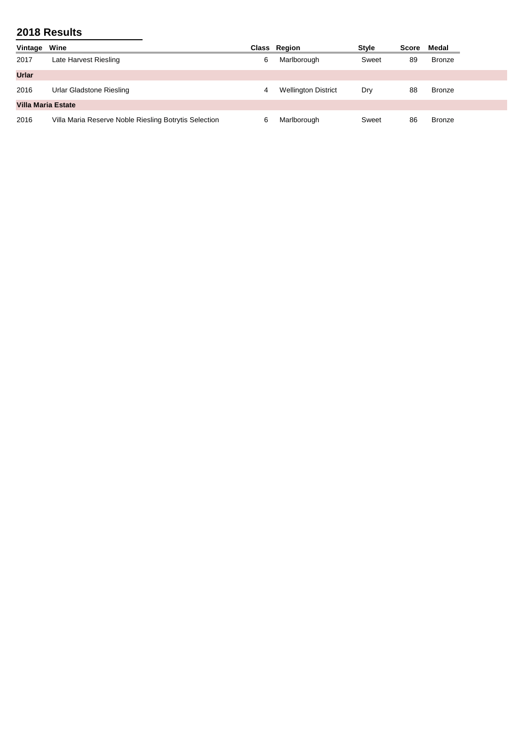## 2018 Results

| Vintage | Wine | Class | Region | Style | Score | Medal |
|---|---|---|---|---|---|---|
| 2017 | Late Harvest Riesling | 6 | Marlborough | Sweet | 89 | Bronze |
| **Urlar** | | | | | | |
| 2016 | Urlar Gladstone Riesling | 4 | Wellington District | Dry | 88 | Bronze |
| **Villa Maria Estate** | | | | | | |
| 2016 | Villa Maria Reserve Noble Riesling Botrytis Selection | 6 | Marlborough | Sweet | 86 | Bronze |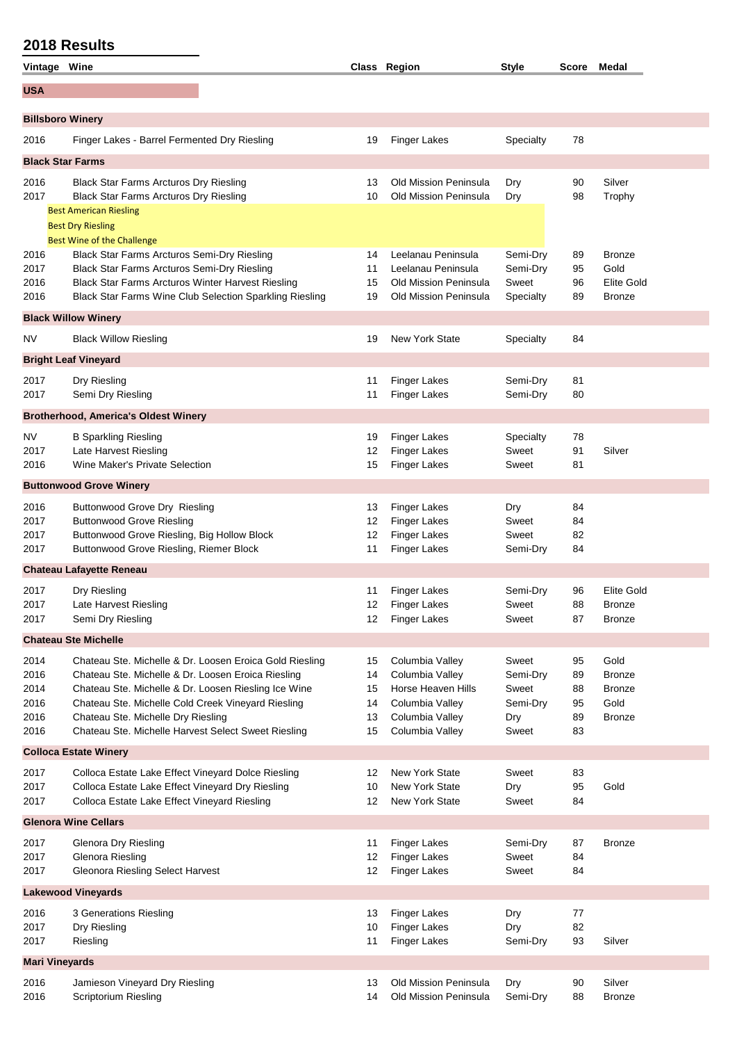## 2018 Results

| Vintage | Wine | Class | Region | Style | Score | Medal |
|---|---|---|---|---|---|---|
| **USA** | | | | | | |
| **Billsboro Winery** | | | | | | |
| 2016 | Finger Lakes - Barrel Fermented Dry Riesling | 19 | Finger Lakes | Specialty | 78 | |
| **Black Star Farms** | | | | | | |
| 2016 | Black Star Farms Arcturos Dry Riesling | 13 | Old Mission Peninsula | Dry | 90 | Silver |
| 2017 | Black Star Farms Arcturos Dry Riesling | 10 | Old Mission Peninsula | Dry | 98 | Trophy |
| | Best American Riesling | | | | | |
| | Best Dry Riesling | | | | | |
| | Best Wine of the Challenge | | | | | |
| 2016 | Black Star Farms Arcturos Semi-Dry Riesling | 14 | Leelanau Peninsula | Semi-Dry | 89 | Bronze |
| 2017 | Black Star Farms Arcturos Semi-Dry Riesling | 11 | Leelanau Peninsula | Semi-Dry | 95 | Gold |
| 2016 | Black Star Farms Arcturos Winter Harvest Riesling | 15 | Old Mission Peninsula | Sweet | 96 | Elite Gold |
| 2016 | Black Star Farms Wine Club Selection Sparkling Riesling | 19 | Old Mission Peninsula | Specialty | 89 | Bronze |
| **Black Willow Winery** | | | | | | |
| NV | Black Willow Riesling | 19 | New York State | Specialty | 84 | |
| **Bright Leaf Vineyard** | | | | | | |
| 2017 | Dry Riesling | 11 | Finger Lakes | Semi-Dry | 81 | |
| 2017 | Semi Dry Riesling | 11 | Finger Lakes | Semi-Dry | 80 | |
| **Brotherhood, America's Oldest Winery** | | | | | | |
| NV | B Sparkling Riesling | 19 | Finger Lakes | Specialty | 78 | |
| 2017 | Late Harvest Riesling | 12 | Finger Lakes | Sweet | 91 | Silver |
| 2016 | Wine Maker's Private Selection | 15 | Finger Lakes | Sweet | 81 | |
| **Buttonwood Grove Winery** | | | | | | |
| 2016 | Buttonwood Grove Dry Riesling | 13 | Finger Lakes | Dry | 84 | |
| 2017 | Buttonwood Grove Riesling | 12 | Finger Lakes | Sweet | 84 | |
| 2017 | Buttonwood Grove Riesling, Big Hollow Block | 12 | Finger Lakes | Sweet | 82 | |
| 2017 | Buttonwood Grove Riesling, Riemer Block | 11 | Finger Lakes | Semi-Dry | 84 | |
| **Chateau Lafayette Reneau** | | | | | | |
| 2017 | Dry Riesling | 11 | Finger Lakes | Semi-Dry | 96 | Elite Gold |
| 2017 | Late Harvest Riesling | 12 | Finger Lakes | Sweet | 88 | Bronze |
| 2017 | Semi Dry Riesling | 12 | Finger Lakes | Sweet | 87 | Bronze |
| **Chateau Ste Michelle** | | | | | | |
| 2014 | Chateau Ste. Michelle & Dr. Loosen Eroica Gold Riesling | 15 | Columbia Valley | Sweet | 95 | Gold |
| 2016 | Chateau Ste. Michelle & Dr. Loosen Eroica Riesling | 14 | Columbia Valley | Semi-Dry | 89 | Bronze |
| 2014 | Chateau Ste. Michelle & Dr. Loosen Riesling Ice Wine | 15 | Horse Heaven Hills | Sweet | 88 | Bronze |
| 2016 | Chateau Ste. Michelle Cold Creek Vineyard Riesling | 14 | Columbia Valley | Semi-Dry | 95 | Gold |
| 2016 | Chateau Ste. Michelle Dry Riesling | 13 | Columbia Valley | Dry | 89 | Bronze |
| 2016 | Chateau Ste. Michelle Harvest Select Sweet Riesling | 15 | Columbia Valley | Sweet | 83 | |
| **Colloca Estate Winery** | | | | | | |
| 2017 | Colloca Estate Lake Effect Vineyard Dolce Riesling | 12 | New York State | Sweet | 83 | |
| 2017 | Colloca Estate Lake Effect Vineyard Dry Riesling | 10 | New York State | Dry | 95 | Gold |
| 2017 | Colloca Estate Lake Effect Vineyard Riesling | 12 | New York State | Sweet | 84 | |
| **Glenora Wine Cellars** | | | | | | |
| 2017 | Glenora Dry Riesling | 11 | Finger Lakes | Semi-Dry | 87 | Bronze |
| 2017 | Glenora Riesling | 12 | Finger Lakes | Sweet | 84 | |
| 2017 | Gleonora Riesling Select Harvest | 12 | Finger Lakes | Sweet | 84 | |
| **Lakewood Vineyards** | | | | | | |
| 2016 | 3 Generations Riesling | 13 | Finger Lakes | Dry | 77 | |
| 2017 | Dry Riesling | 10 | Finger Lakes | Dry | 82 | |
| 2017 | Riesling | 11 | Finger Lakes | Semi-Dry | 93 | Silver |
| **Mari Vineyards** | | | | | | |
| 2016 | Jamieson Vineyard Dry Riesling | 13 | Old Mission Peninsula | Dry | 90 | Silver |
| 2016 | Scriptorium Riesling | 14 | Old Mission Peninsula | Semi-Dry | 88 | Bronze |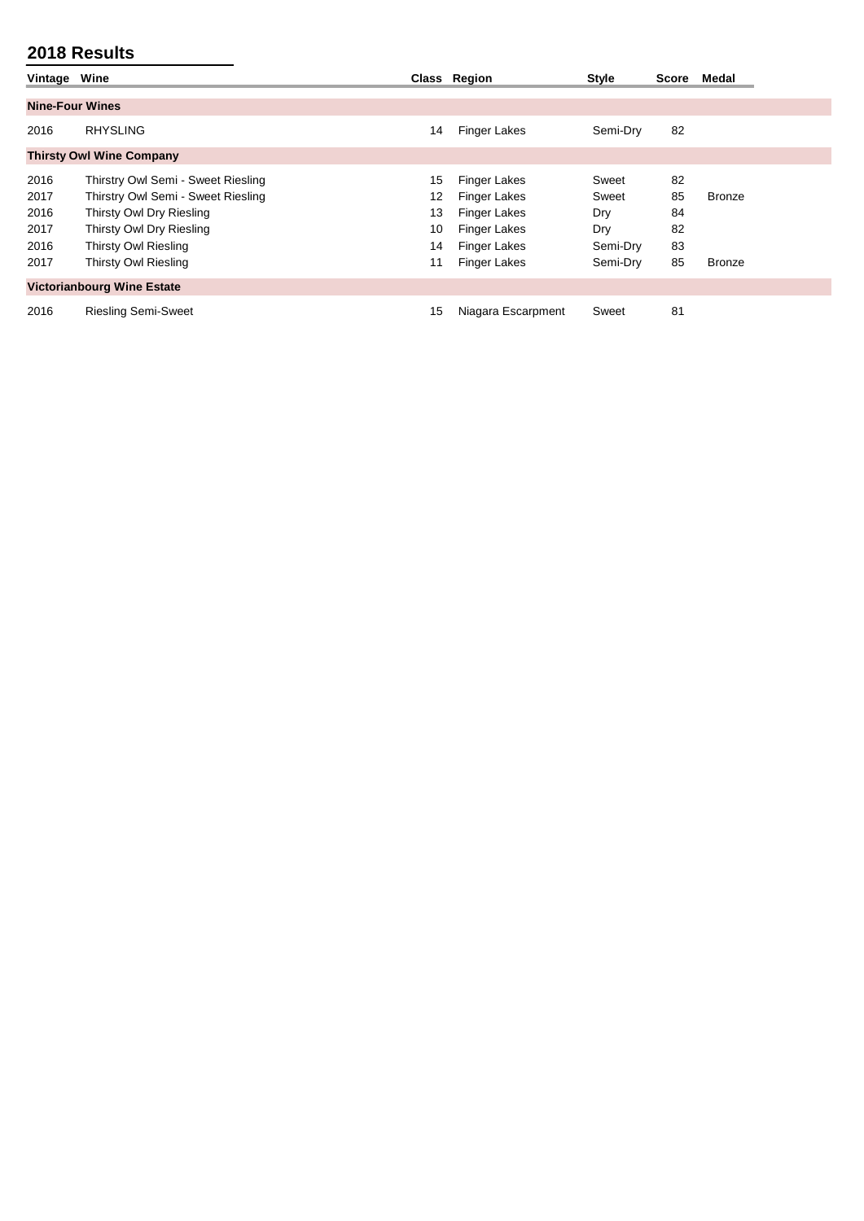## 2018 Results

| Vintage | Wine | Class | Region | Style | Score | Medal |
|---|---|---|---|---|---|---|
| **Nine-Four Wines** | | | | | | |
| 2016 | RHYSLING | 14 | Finger Lakes | Semi-Dry | 82 | |
| **Thirsty Owl Wine Company** | | | | | | |
| 2016 | Thirstry Owl Semi - Sweet Riesling | 15 | Finger Lakes | Sweet | 82 | |
| 2017 | Thirstry Owl Semi - Sweet Riesling | 12 | Finger Lakes | Sweet | 85 | Bronze |
| 2016 | Thirsty Owl Dry Riesling | 13 | Finger Lakes | Dry | 84 | |
| 2017 | Thirsty Owl Dry Riesling | 10 | Finger Lakes | Dry | 82 | |
| 2016 | Thirsty Owl Riesling | 14 | Finger Lakes | Semi-Dry | 83 | |
| 2017 | Thirsty Owl Riesling | 11 | Finger Lakes | Semi-Dry | 85 | Bronze |
| **Victorianbourg Wine Estate** | | | | | | |
| 2016 | Riesling Semi-Sweet | 15 | Niagara Escarpment | Sweet | 81 | |